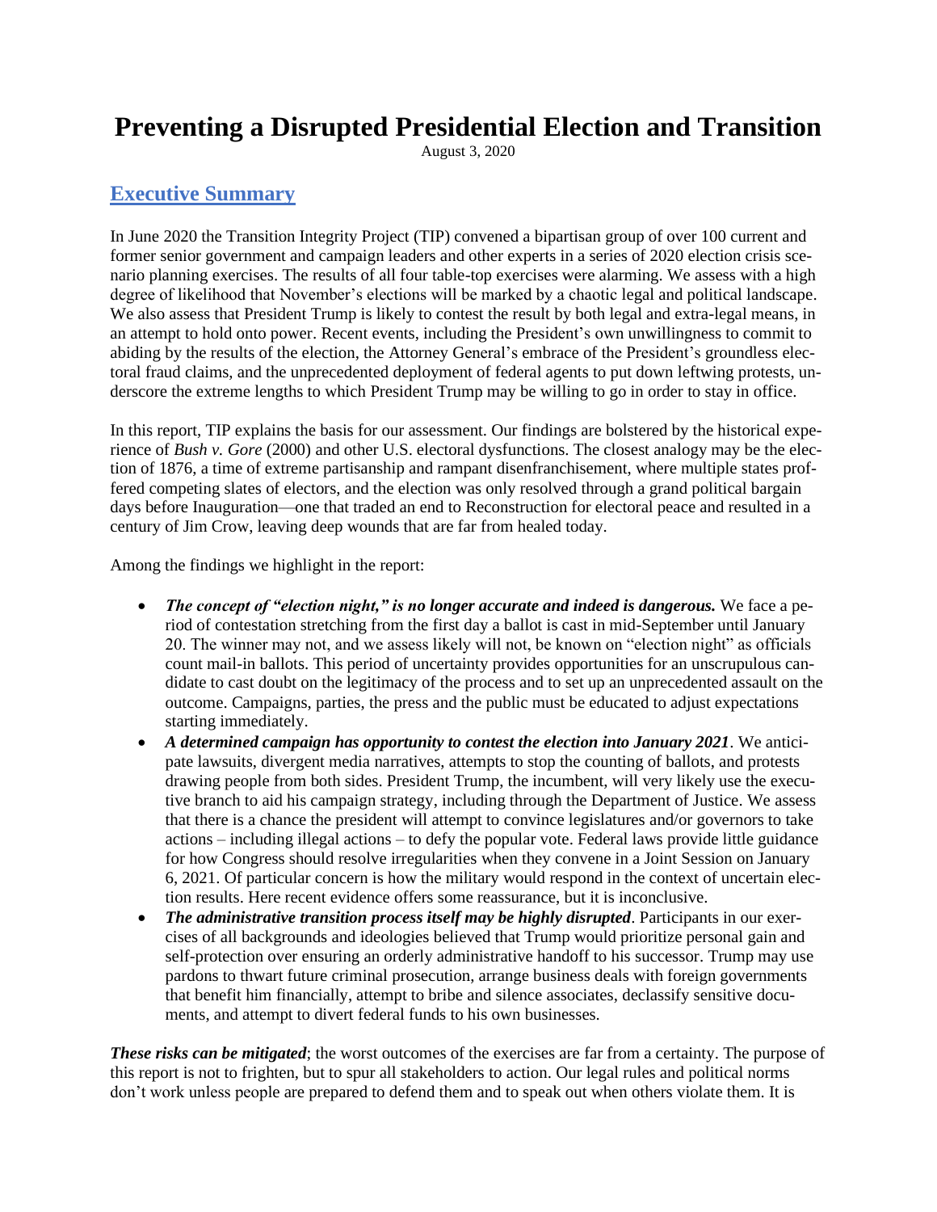# Preventing a Disrupted Presidential Election and Transition

August 3, 2020

## Executive Summary

In June 2020 the Transition Integrity Project (TIP) convened a bipartisan group of over 100 current and former senior government and campaign leaders and other experts in a series of 2020 election crisis scenario planning exercises. The results of all four table-top exercises were alarming. We assess with a high degree of likelihood that November's elections will be marked by a chaotic legal and political landscape. We also assess that President Trump is likely to contest the result by both legal and extra-legal means, in an attempt to hold onto power. Recent events, including the President's own unwillingness to commit to abiding by the results of the election, the Attorney General's embrace of the President's groundless electoral fraud claims, and the unprecedented deployment of federal agents to put down leftwing protests, underscore the extreme lengths to which President Trump may be willing to go in order to stay in office.

In this report, TIP explains the basis for our assessment. Our findings are bolstered by the historical experience of *Bush v. Gore* (2000) and other U.S. electoral dysfunctions. The closest analogy may be the election of 1876, a time of extreme partisanship and rampant disenfranchisement, where multiple states proffered competing slates of electors, and the election was only resolved through a grand political bargain days before Inauguration—one that traded an end to Reconstruction for electoral peace and resulted in a century of Jim Crow, leaving deep wounds that are far from healed today.

Among the findings we highlight in the report:

- ***The concept of "election night," is no longer accurate and indeed is dangerous.*** We face a period of contestation stretching from the first day a ballot is cast in mid-September until January 20. The winner may not, and we assess likely will not, be known on "election night" as officials count mail-in ballots. This period of uncertainty provides opportunities for an unscrupulous candidate to cast doubt on the legitimacy of the process and to set up an unprecedented assault on the outcome. Campaigns, parties, the press and the public must be educated to adjust expectations starting immediately.
- ***A determined campaign has opportunity to contest the election into January 2021***. We anticipate lawsuits, divergent media narratives, attempts to stop the counting of ballots, and protests drawing people from both sides. President Trump, the incumbent, will very likely use the executive branch to aid his campaign strategy, including through the Department of Justice. We assess that there is a chance the president will attempt to convince legislatures and/or governors to take actions – including illegal actions – to defy the popular vote. Federal laws provide little guidance for how Congress should resolve irregularities when they convene in a Joint Session on January 6, 2021. Of particular concern is how the military would respond in the context of uncertain election results. Here recent evidence offers some reassurance, but it is inconclusive.
- ***The administrative transition process itself may be highly disrupted***. Participants in our exercises of all backgrounds and ideologies believed that Trump would prioritize personal gain and self-protection over ensuring an orderly administrative handoff to his successor. Trump may use pardons to thwart future criminal prosecution, arrange business deals with foreign governments that benefit him financially, attempt to bribe and silence associates, declassify sensitive documents, and attempt to divert federal funds to his own businesses.

***These risks can be mitigated***; the worst outcomes of the exercises are far from a certainty. The purpose of this report is not to frighten, but to spur all stakeholders to action. Our legal rules and political norms don't work unless people are prepared to defend them and to speak out when others violate them. It is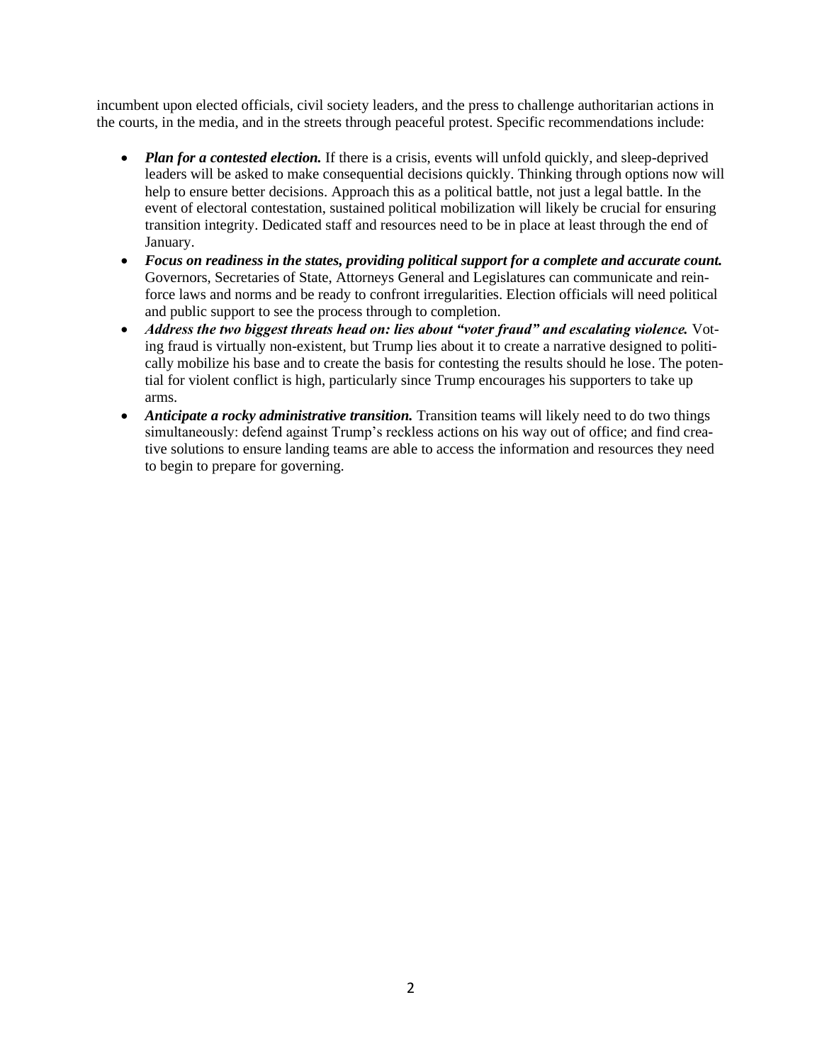incumbent upon elected officials, civil society leaders, and the press to challenge authoritarian actions in the courts, in the media, and in the streets through peaceful protest. Specific recommendations include:

- ***Plan for a contested election.*** If there is a crisis, events will unfold quickly, and sleep-deprived leaders will be asked to make consequential decisions quickly. Thinking through options now will help to ensure better decisions. Approach this as a political battle, not just a legal battle. In the event of electoral contestation, sustained political mobilization will likely be crucial for ensuring transition integrity. Dedicated staff and resources need to be in place at least through the end of January.
- ***Focus on readiness in the states, providing political support for a complete and accurate count.*** Governors, Secretaries of State, Attorneys General and Legislatures can communicate and reinforce laws and norms and be ready to confront irregularities. Election officials will need political and public support to see the process through to completion.
- ***Address the two biggest threats head on: lies about "voter fraud" and escalating violence.*** Voting fraud is virtually non-existent, but Trump lies about it to create a narrative designed to politically mobilize his base and to create the basis for contesting the results should he lose. The potential for violent conflict is high, particularly since Trump encourages his supporters to take up arms.
- ***Anticipate a rocky administrative transition.*** Transition teams will likely need to do two things simultaneously: defend against Trump's reckless actions on his way out of office; and find creative solutions to ensure landing teams are able to access the information and resources they need to begin to prepare for governing.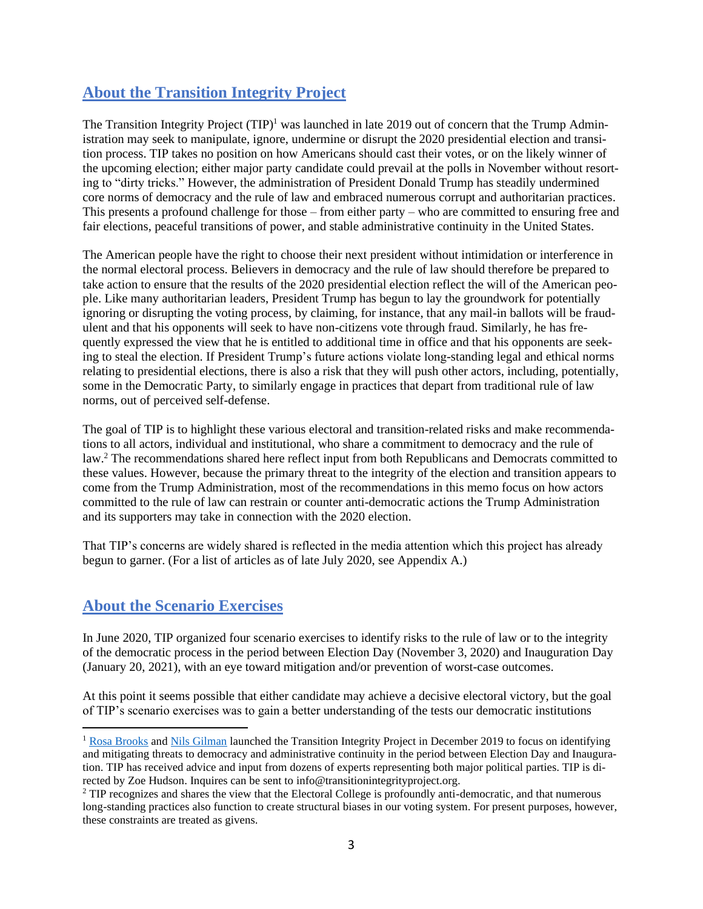## About the Transition Integrity Project

The Transition Integrity Project (TIP)[1] was launched in late 2019 out of concern that the Trump Administration may seek to manipulate, ignore, undermine or disrupt the 2020 presidential election and transition process. TIP takes no position on how Americans should cast their votes, or on the likely winner of the upcoming election; either major party candidate could prevail at the polls in November without resorting to "dirty tricks." However, the administration of President Donald Trump has steadily undermined core norms of democracy and the rule of law and embraced numerous corrupt and authoritarian practices. This presents a profound challenge for those – from either party – who are committed to ensuring free and fair elections, peaceful transitions of power, and stable administrative continuity in the United States.

The American people have the right to choose their next president without intimidation or interference in the normal electoral process. Believers in democracy and the rule of law should therefore be prepared to take action to ensure that the results of the 2020 presidential election reflect the will of the American people. Like many authoritarian leaders, President Trump has begun to lay the groundwork for potentially ignoring or disrupting the voting process, by claiming, for instance, that any mail-in ballots will be fraudulent and that his opponents will seek to have non-citizens vote through fraud. Similarly, he has frequently expressed the view that he is entitled to additional time in office and that his opponents are seeking to steal the election. If President Trump's future actions violate long-standing legal and ethical norms relating to presidential elections, there is also a risk that they will push other actors, including, potentially, some in the Democratic Party, to similarly engage in practices that depart from traditional rule of law norms, out of perceived self-defense.

The goal of TIP is to highlight these various electoral and transition-related risks and make recommendations to all actors, individual and institutional, who share a commitment to democracy and the rule of law.[2] The recommendations shared here reflect input from both Republicans and Democrats committed to these values. However, because the primary threat to the integrity of the election and transition appears to come from the Trump Administration, most of the recommendations in this memo focus on how actors committed to the rule of law can restrain or counter anti-democratic actions the Trump Administration and its supporters may take in connection with the 2020 election.

That TIP's concerns are widely shared is reflected in the media attention which this project has already begun to garner. (For a list of articles as of late July 2020, see Appendix A.)

## About the Scenario Exercises

In June 2020, TIP organized four scenario exercises to identify risks to the rule of law or to the integrity of the democratic process in the period between Election Day (November 3, 2020) and Inauguration Day (January 20, 2021), with an eye toward mitigation and/or prevention of worst-case outcomes.

At this point it seems possible that either candidate may achieve a decisive electoral victory, but the goal of TIP's scenario exercises was to gain a better understanding of the tests our democratic institutions

---

[1] Rosa Brooks and Nils Gilman launched the Transition Integrity Project in December 2019 to focus on identifying and mitigating threats to democracy and administrative continuity in the period between Election Day and Inauguration. TIP has received advice and input from dozens of experts representing both major political parties. TIP is directed by Zoe Hudson. Inquires can be sent to info@transitionintegrityproject.org.

[2] TIP recognizes and shares the view that the Electoral College is profoundly anti-democratic, and that numerous long-standing practices also function to create structural biases in our voting system. For present purposes, however, these constraints are treated as givens.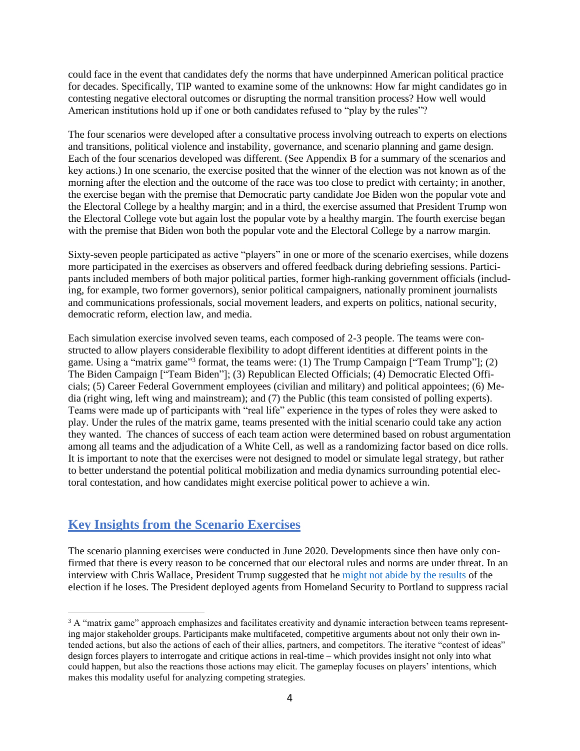could face in the event that candidates defy the norms that have underpinned American political practice for decades. Specifically, TIP wanted to examine some of the unknowns: How far might candidates go in contesting negative electoral outcomes or disrupting the normal transition process? How well would American institutions hold up if one or both candidates refused to "play by the rules"?

The four scenarios were developed after a consultative process involving outreach to experts on elections and transitions, political violence and instability, governance, and scenario planning and game design. Each of the four scenarios developed was different. (See Appendix B for a summary of the scenarios and key actions.) In one scenario, the exercise posited that the winner of the election was not known as of the morning after the election and the outcome of the race was too close to predict with certainty; in another, the exercise began with the premise that Democratic party candidate Joe Biden won the popular vote and the Electoral College by a healthy margin; and in a third, the exercise assumed that President Trump won the Electoral College vote but again lost the popular vote by a healthy margin. The fourth exercise began with the premise that Biden won both the popular vote and the Electoral College by a narrow margin.

Sixty-seven people participated as active "players" in one or more of the scenario exercises, while dozens more participated in the exercises as observers and offered feedback during debriefing sessions. Participants included members of both major political parties, former high-ranking government officials (including, for example, two former governors), senior political campaigners, nationally prominent journalists and communications professionals, social movement leaders, and experts on politics, national security, democratic reform, election law, and media.

Each simulation exercise involved seven teams, each composed of 2-3 people. The teams were constructed to allow players considerable flexibility to adopt different identities at different points in the game. Using a "matrix game"[3] format, the teams were: (1) The Trump Campaign ["Team Trump"]; (2) The Biden Campaign ["Team Biden"]; (3) Republican Elected Officials; (4) Democratic Elected Officials; (5) Career Federal Government employees (civilian and military) and political appointees; (6) Media (right wing, left wing and mainstream); and (7) the Public (this team consisted of polling experts). Teams were made up of participants with "real life" experience in the types of roles they were asked to play. Under the rules of the matrix game, teams presented with the initial scenario could take any action they wanted. The chances of success of each team action were determined based on robust argumentation among all teams and the adjudication of a White Cell, as well as a randomizing factor based on dice rolls. It is important to note that the exercises were not designed to model or simulate legal strategy, but rather to better understand the potential political mobilization and media dynamics surrounding potential electoral contestation, and how candidates might exercise political power to achieve a win.

## Key Insights from the Scenario Exercises

The scenario planning exercises were conducted in June 2020. Developments since then have only confirmed that there is every reason to be concerned that our electoral rules and norms are under threat. In an interview with Chris Wallace, President Trump suggested that he might not abide by the results of the election if he loses. The President deployed agents from Homeland Security to Portland to suppress racial

[3] A "matrix game" approach emphasizes and facilitates creativity and dynamic interaction between teams representing major stakeholder groups. Participants make multifaceted, competitive arguments about not only their own intended actions, but also the actions of each of their allies, partners, and competitors. The iterative "contest of ideas" design forces players to interrogate and critique actions in real-time – which provides insight not only into what could happen, but also the reactions those actions may elicit. The gameplay focuses on players' intentions, which makes this modality useful for analyzing competing strategies.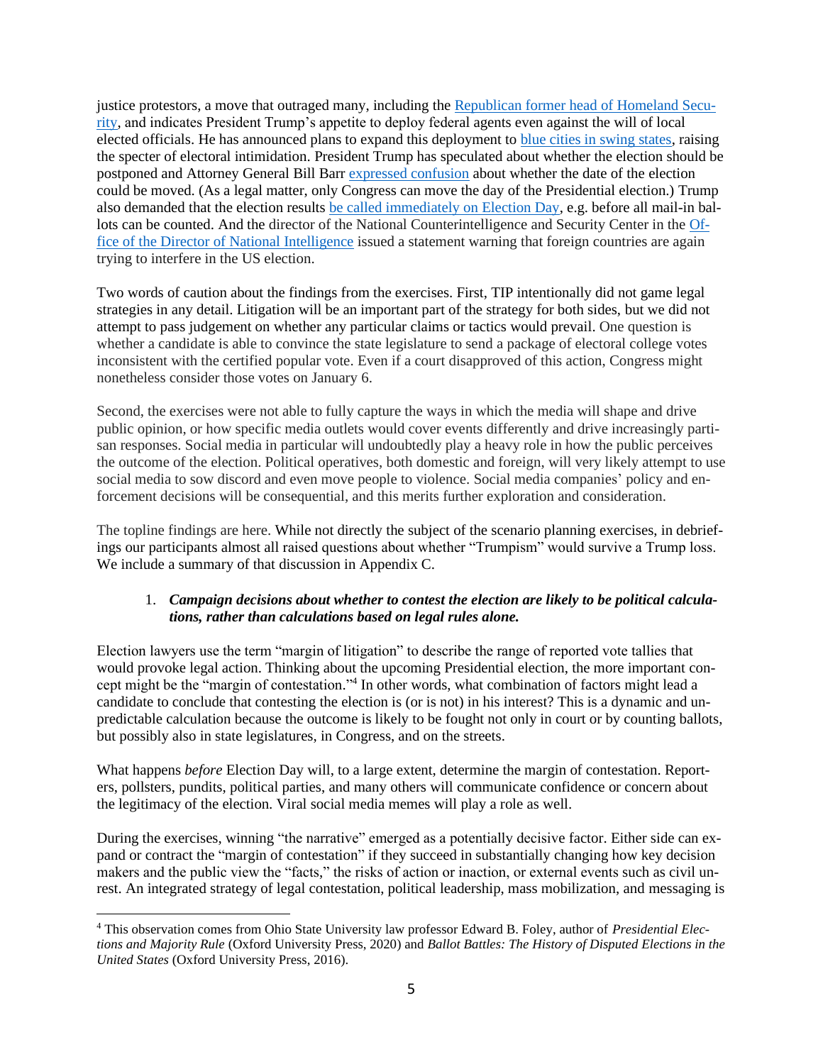justice protestors, a move that outraged many, including the Republican former head of Homeland Security, and indicates President Trump's appetite to deploy federal agents even against the will of local elected officials. He has announced plans to expand this deployment to blue cities in swing states, raising the specter of electoral intimidation. President Trump has speculated about whether the election should be postponed and Attorney General Bill Barr expressed confusion about whether the date of the election could be moved. (As a legal matter, only Congress can move the day of the Presidential election.) Trump also demanded that the election results be called immediately on Election Day, e.g. before all mail-in ballots can be counted. And the director of the National Counterintelligence and Security Center in the Office of the Director of National Intelligence issued a statement warning that foreign countries are again trying to interfere in the US election.

Two words of caution about the findings from the exercises. First, TIP intentionally did not game legal strategies in any detail. Litigation will be an important part of the strategy for both sides, but we did not attempt to pass judgement on whether any particular claims or tactics would prevail. One question is whether a candidate is able to convince the state legislature to send a package of electoral college votes inconsistent with the certified popular vote. Even if a court disapproved of this action, Congress might nonetheless consider those votes on January 6.

Second, the exercises were not able to fully capture the ways in which the media will shape and drive public opinion, or how specific media outlets would cover events differently and drive increasingly partisan responses. Social media in particular will undoubtedly play a heavy role in how the public perceives the outcome of the election. Political operatives, both domestic and foreign, will very likely attempt to use social media to sow discord and even move people to violence. Social media companies' policy and enforcement decisions will be consequential, and this merits further exploration and consideration.

The topline findings are here. While not directly the subject of the scenario planning exercises, in debriefings our participants almost all raised questions about whether "Trumpism" would survive a Trump loss. We include a summary of that discussion in Appendix C.

1. ***Campaign decisions about whether to contest the election are likely to be political calculations, rather than calculations based on legal rules alone.***

Election lawyers use the term "margin of litigation" to describe the range of reported vote tallies that would provoke legal action. Thinking about the upcoming Presidential election, the more important concept might be the "margin of contestation."[4] In other words, what combination of factors might lead a candidate to conclude that contesting the election is (or is not) in his interest? This is a dynamic and unpredictable calculation because the outcome is likely to be fought not only in court or by counting ballots, but possibly also in state legislatures, in Congress, and on the streets.

What happens *before* Election Day will, to a large extent, determine the margin of contestation. Reporters, pollsters, pundits, political parties, and many others will communicate confidence or concern about the legitimacy of the election. Viral social media memes will play a role as well.

During the exercises, winning "the narrative" emerged as a potentially decisive factor. Either side can expand or contract the "margin of contestation" if they succeed in substantially changing how key decision makers and the public view the "facts," the risks of action or inaction, or external events such as civil unrest. An integrated strategy of legal contestation, political leadership, mass mobilization, and messaging is

[4] This observation comes from Ohio State University law professor Edward B. Foley, author of *Presidential Elections and Majority Rule* (Oxford University Press, 2020) and *Ballot Battles: The History of Disputed Elections in the United States* (Oxford University Press, 2016).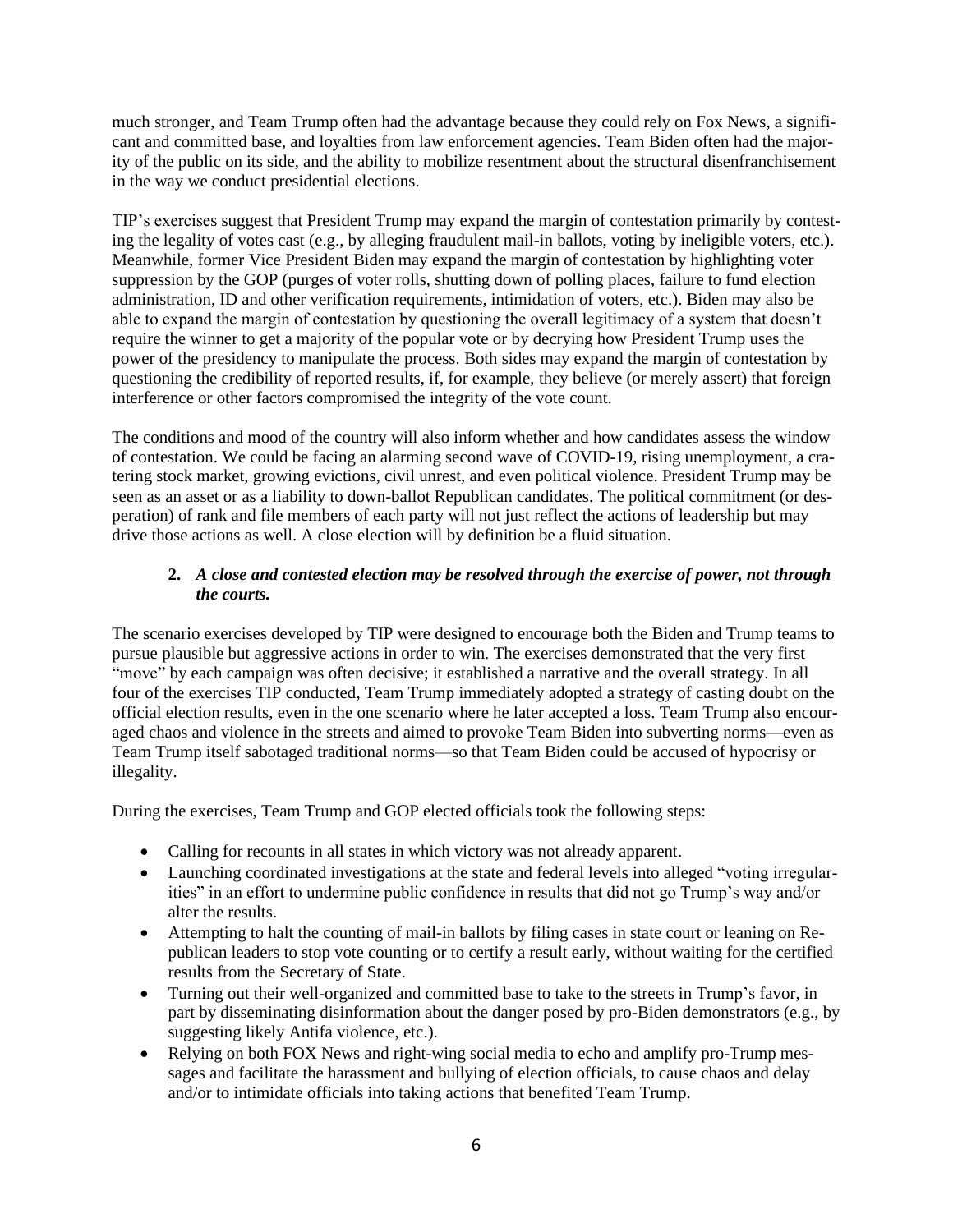much stronger, and Team Trump often had the advantage because they could rely on Fox News, a significant and committed base, and loyalties from law enforcement agencies. Team Biden often had the majority of the public on its side, and the ability to mobilize resentment about the structural disenfranchisement in the way we conduct presidential elections.

TIP's exercises suggest that President Trump may expand the margin of contestation primarily by contesting the legality of votes cast (e.g., by alleging fraudulent mail-in ballots, voting by ineligible voters, etc.). Meanwhile, former Vice President Biden may expand the margin of contestation by highlighting voter suppression by the GOP (purges of voter rolls, shutting down of polling places, failure to fund election administration, ID and other verification requirements, intimidation of voters, etc.). Biden may also be able to expand the margin of contestation by questioning the overall legitimacy of a system that doesn't require the winner to get a majority of the popular vote or by decrying how President Trump uses the power of the presidency to manipulate the process. Both sides may expand the margin of contestation by questioning the credibility of reported results, if, for example, they believe (or merely assert) that foreign interference or other factors compromised the integrity of the vote count.

The conditions and mood of the country will also inform whether and how candidates assess the window of contestation. We could be facing an alarming second wave of COVID-19, rising unemployment, a cratering stock market, growing evictions, civil unrest, and even political violence. President Trump may be seen as an asset or as a liability to down-ballot Republican candidates. The political commitment (or desperation) of rank and file members of each party will not just reflect the actions of leadership but may drive those actions as well. A close election will by definition be a fluid situation.

### 2. *A close and contested election may be resolved through the exercise of power, not through the courts.*

The scenario exercises developed by TIP were designed to encourage both the Biden and Trump teams to pursue plausible but aggressive actions in order to win. The exercises demonstrated that the very first "move" by each campaign was often decisive; it established a narrative and the overall strategy. In all four of the exercises TIP conducted, Team Trump immediately adopted a strategy of casting doubt on the official election results, even in the one scenario where he later accepted a loss. Team Trump also encouraged chaos and violence in the streets and aimed to provoke Team Biden into subverting norms—even as Team Trump itself sabotaged traditional norms—so that Team Biden could be accused of hypocrisy or illegality.

During the exercises, Team Trump and GOP elected officials took the following steps:

- Calling for recounts in all states in which victory was not already apparent.
- Launching coordinated investigations at the state and federal levels into alleged "voting irregularities" in an effort to undermine public confidence in results that did not go Trump's way and/or alter the results.
- Attempting to halt the counting of mail-in ballots by filing cases in state court or leaning on Republican leaders to stop vote counting or to certify a result early, without waiting for the certified results from the Secretary of State.
- Turning out their well-organized and committed base to take to the streets in Trump's favor, in part by disseminating disinformation about the danger posed by pro-Biden demonstrators (e.g., by suggesting likely Antifa violence, etc.).
- Relying on both FOX News and right-wing social media to echo and amplify pro-Trump messages and facilitate the harassment and bullying of election officials, to cause chaos and delay and/or to intimidate officials into taking actions that benefited Team Trump.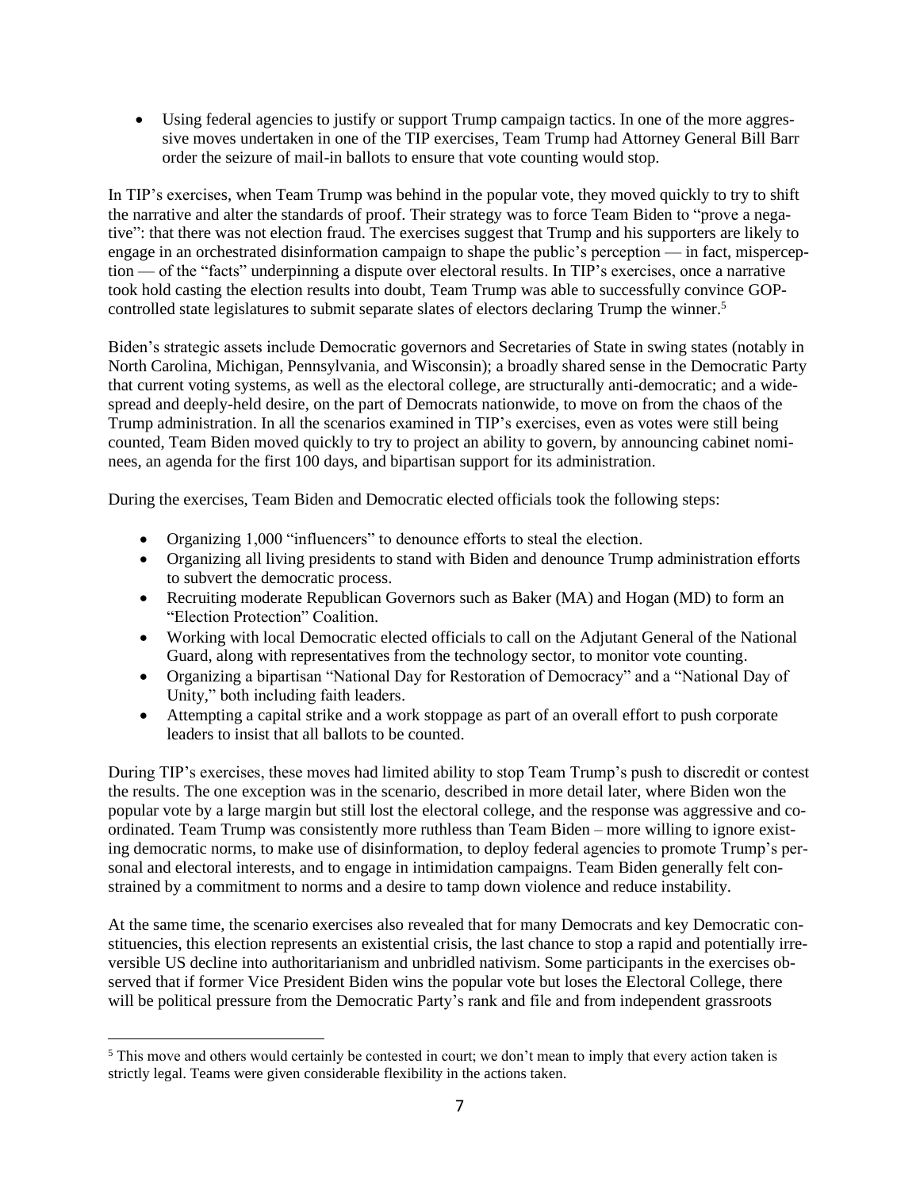- Using federal agencies to justify or support Trump campaign tactics. In one of the more aggressive moves undertaken in one of the TIP exercises, Team Trump had Attorney General Bill Barr order the seizure of mail-in ballots to ensure that vote counting would stop.

In TIP's exercises, when Team Trump was behind in the popular vote, they moved quickly to try to shift the narrative and alter the standards of proof. Their strategy was to force Team Biden to "prove a negative": that there was not election fraud. The exercises suggest that Trump and his supporters are likely to engage in an orchestrated disinformation campaign to shape the public's perception — in fact, misperception — of the "facts" underpinning a dispute over electoral results. In TIP's exercises, once a narrative took hold casting the election results into doubt, Team Trump was able to successfully convince GOP-controlled state legislatures to submit separate slates of electors declaring Trump the winner.[5]

Biden's strategic assets include Democratic governors and Secretaries of State in swing states (notably in North Carolina, Michigan, Pennsylvania, and Wisconsin); a broadly shared sense in the Democratic Party that current voting systems, as well as the electoral college, are structurally anti-democratic; and a widespread and deeply-held desire, on the part of Democrats nationwide, to move on from the chaos of the Trump administration. In all the scenarios examined in TIP's exercises, even as votes were still being counted, Team Biden moved quickly to try to project an ability to govern, by announcing cabinet nominees, an agenda for the first 100 days, and bipartisan support for its administration.

During the exercises, Team Biden and Democratic elected officials took the following steps:

- Organizing 1,000 "influencers" to denounce efforts to steal the election.
- Organizing all living presidents to stand with Biden and denounce Trump administration efforts to subvert the democratic process.
- Recruiting moderate Republican Governors such as Baker (MA) and Hogan (MD) to form an "Election Protection" Coalition.
- Working with local Democratic elected officials to call on the Adjutant General of the National Guard, along with representatives from the technology sector, to monitor vote counting.
- Organizing a bipartisan "National Day for Restoration of Democracy" and a "National Day of Unity," both including faith leaders.
- Attempting a capital strike and a work stoppage as part of an overall effort to push corporate leaders to insist that all ballots to be counted.

During TIP's exercises, these moves had limited ability to stop Team Trump's push to discredit or contest the results. The one exception was in the scenario, described in more detail later, where Biden won the popular vote by a large margin but still lost the electoral college, and the response was aggressive and coordinated. Team Trump was consistently more ruthless than Team Biden – more willing to ignore existing democratic norms, to make use of disinformation, to deploy federal agencies to promote Trump's personal and electoral interests, and to engage in intimidation campaigns. Team Biden generally felt constrained by a commitment to norms and a desire to tamp down violence and reduce instability.

At the same time, the scenario exercises also revealed that for many Democrats and key Democratic constituencies, this election represents an existential crisis, the last chance to stop a rapid and potentially irreversible US decline into authoritarianism and unbridled nativism. Some participants in the exercises observed that if former Vice President Biden wins the popular vote but loses the Electoral College, there will be political pressure from the Democratic Party's rank and file and from independent grassroots

[5] This move and others would certainly be contested in court; we don't mean to imply that every action taken is strictly legal. Teams were given considerable flexibility in the actions taken.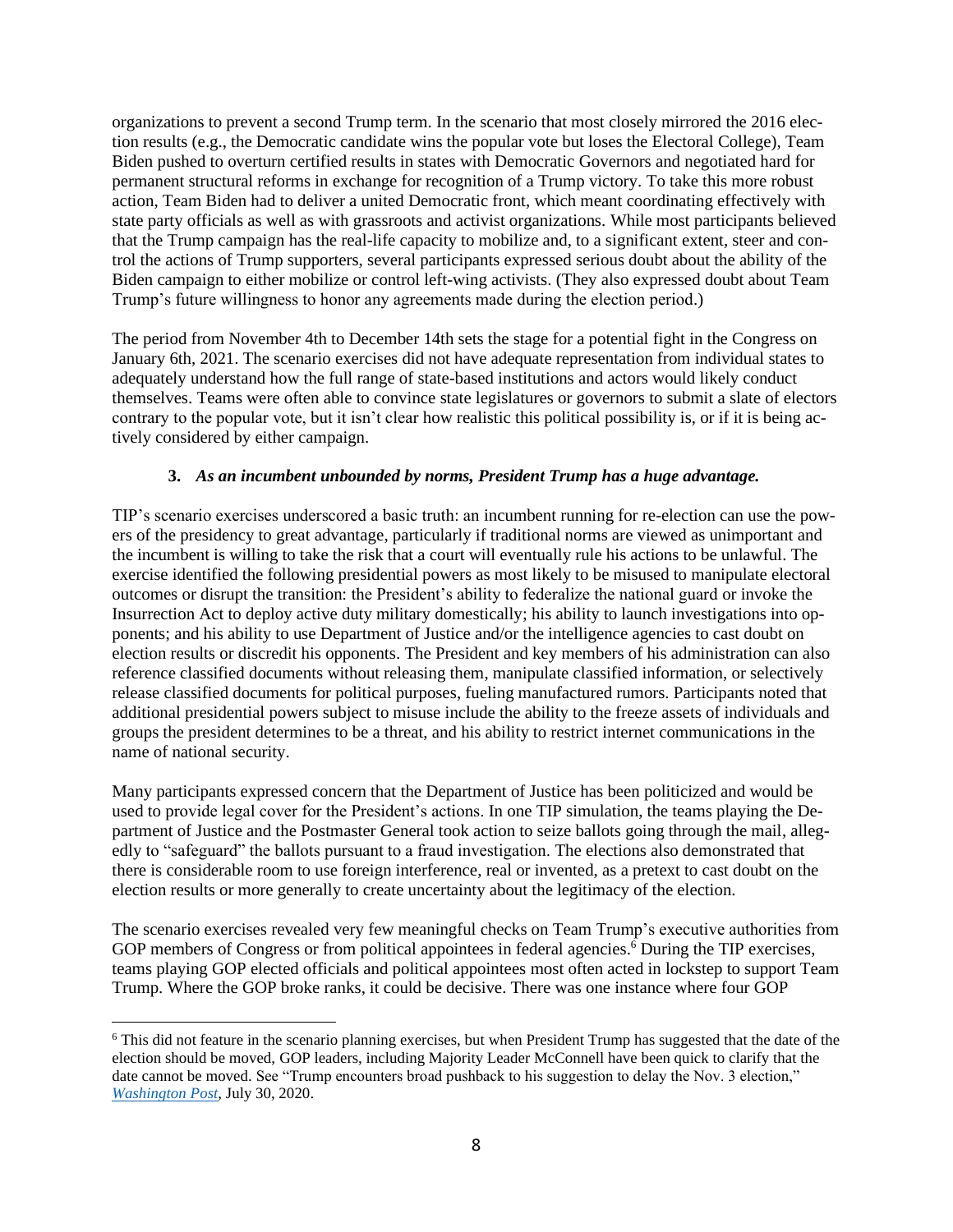organizations to prevent a second Trump term. In the scenario that most closely mirrored the 2016 election results (e.g., the Democratic candidate wins the popular vote but loses the Electoral College), Team Biden pushed to overturn certified results in states with Democratic Governors and negotiated hard for permanent structural reforms in exchange for recognition of a Trump victory. To take this more robust action, Team Biden had to deliver a united Democratic front, which meant coordinating effectively with state party officials as well as with grassroots and activist organizations. While most participants believed that the Trump campaign has the real-life capacity to mobilize and, to a significant extent, steer and control the actions of Trump supporters, several participants expressed serious doubt about the ability of the Biden campaign to either mobilize or control left-wing activists. (They also expressed doubt about Team Trump's future willingness to honor any agreements made during the election period.)

The period from November 4th to December 14th sets the stage for a potential fight in the Congress on January 6th, 2021. The scenario exercises did not have adequate representation from individual states to adequately understand how the full range of state-based institutions and actors would likely conduct themselves. Teams were often able to convince state legislatures or governors to submit a slate of electors contrary to the popular vote, but it isn't clear how realistic this political possibility is, or if it is being actively considered by either campaign.

### 3. *As an incumbent unbounded by norms, President Trump has a huge advantage.*

TIP's scenario exercises underscored a basic truth: an incumbent running for re-election can use the powers of the presidency to great advantage, particularly if traditional norms are viewed as unimportant and the incumbent is willing to take the risk that a court will eventually rule his actions to be unlawful. The exercise identified the following presidential powers as most likely to be misused to manipulate electoral outcomes or disrupt the transition: the President's ability to federalize the national guard or invoke the Insurrection Act to deploy active duty military domestically; his ability to launch investigations into opponents; and his ability to use Department of Justice and/or the intelligence agencies to cast doubt on election results or discredit his opponents. The President and key members of his administration can also reference classified documents without releasing them, manipulate classified information, or selectively release classified documents for political purposes, fueling manufactured rumors. Participants noted that additional presidential powers subject to misuse include the ability to the freeze assets of individuals and groups the president determines to be a threat, and his ability to restrict internet communications in the name of national security.

Many participants expressed concern that the Department of Justice has been politicized and would be used to provide legal cover for the President's actions. In one TIP simulation, the teams playing the Department of Justice and the Postmaster General took action to seize ballots going through the mail, allegedly to "safeguard" the ballots pursuant to a fraud investigation. The elections also demonstrated that there is considerable room to use foreign interference, real or invented, as a pretext to cast doubt on the election results or more generally to create uncertainty about the legitimacy of the election.

The scenario exercises revealed very few meaningful checks on Team Trump's executive authorities from GOP members of Congress or from political appointees in federal agencies.[6] During the TIP exercises, teams playing GOP elected officials and political appointees most often acted in lockstep to support Team Trump. Where the GOP broke ranks, it could be decisive. There was one instance where four GOP

---

[6] This did not feature in the scenario planning exercises, but when President Trump has suggested that the date of the election should be moved, GOP leaders, including Majority Leader McConnell have been quick to clarify that the date cannot be moved. See "Trump encounters broad pushback to his suggestion to delay the Nov. 3 election," *Washington Post*, July 30, 2020.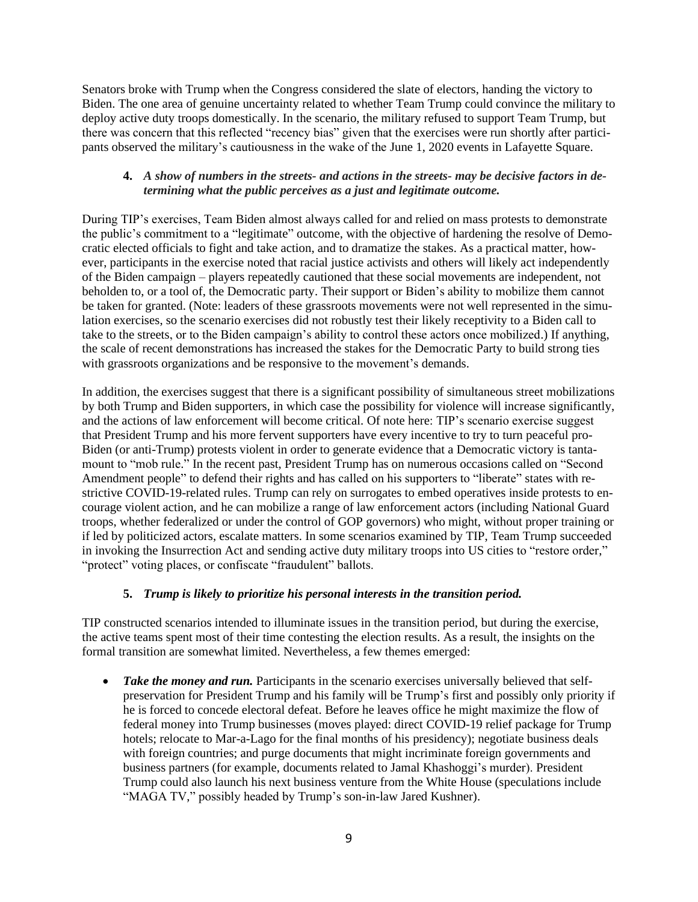Senators broke with Trump when the Congress considered the slate of electors, handing the victory to Biden. The one area of genuine uncertainty related to whether Team Trump could convince the military to deploy active duty troops domestically. In the scenario, the military refused to support Team Trump, but there was concern that this reflected "recency bias" given that the exercises were run shortly after participants observed the military's cautiousness in the wake of the June 1, 2020 events in Lafayette Square.

### 4. *A show of numbers in the streets- and actions in the streets- may be decisive factors in determining what the public perceives as a just and legitimate outcome.*

During TIP's exercises, Team Biden almost always called for and relied on mass protests to demonstrate the public's commitment to a "legitimate" outcome, with the objective of hardening the resolve of Democratic elected officials to fight and take action, and to dramatize the stakes. As a practical matter, however, participants in the exercise noted that racial justice activists and others will likely act independently of the Biden campaign – players repeatedly cautioned that these social movements are independent, not beholden to, or a tool of, the Democratic party. Their support or Biden's ability to mobilize them cannot be taken for granted. (Note: leaders of these grassroots movements were not well represented in the simulation exercises, so the scenario exercises did not robustly test their likely receptivity to a Biden call to take to the streets, or to the Biden campaign's ability to control these actors once mobilized.) If anything, the scale of recent demonstrations has increased the stakes for the Democratic Party to build strong ties with grassroots organizations and be responsive to the movement's demands.

In addition, the exercises suggest that there is a significant possibility of simultaneous street mobilizations by both Trump and Biden supporters, in which case the possibility for violence will increase significantly, and the actions of law enforcement will become critical. Of note here: TIP's scenario exercise suggest that President Trump and his more fervent supporters have every incentive to try to turn peaceful pro-Biden (or anti-Trump) protests violent in order to generate evidence that a Democratic victory is tantamount to "mob rule." In the recent past, President Trump has on numerous occasions called on "Second Amendment people" to defend their rights and has called on his supporters to "liberate" states with restrictive COVID-19-related rules. Trump can rely on surrogates to embed operatives inside protests to encourage violent action, and he can mobilize a range of law enforcement actors (including National Guard troops, whether federalized or under the control of GOP governors) who might, without proper training or if led by politicized actors, escalate matters. In some scenarios examined by TIP, Team Trump succeeded in invoking the Insurrection Act and sending active duty military troops into US cities to "restore order," "protect" voting places, or confiscate "fraudulent" ballots.

### 5. *Trump is likely to prioritize his personal interests in the transition period.*

TIP constructed scenarios intended to illuminate issues in the transition period, but during the exercise, the active teams spent most of their time contesting the election results. As a result, the insights on the formal transition are somewhat limited. Nevertheless, a few themes emerged:

- ***Take the money and run.*** Participants in the scenario exercises universally believed that self-preservation for President Trump and his family will be Trump's first and possibly only priority if he is forced to concede electoral defeat. Before he leaves office he might maximize the flow of federal money into Trump businesses (moves played: direct COVID-19 relief package for Trump hotels; relocate to Mar-a-Lago for the final months of his presidency); negotiate business deals with foreign countries; and purge documents that might incriminate foreign governments and business partners (for example, documents related to Jamal Khashoggi's murder). President Trump could also launch his next business venture from the White House (speculations include "MAGA TV," possibly headed by Trump's son-in-law Jared Kushner).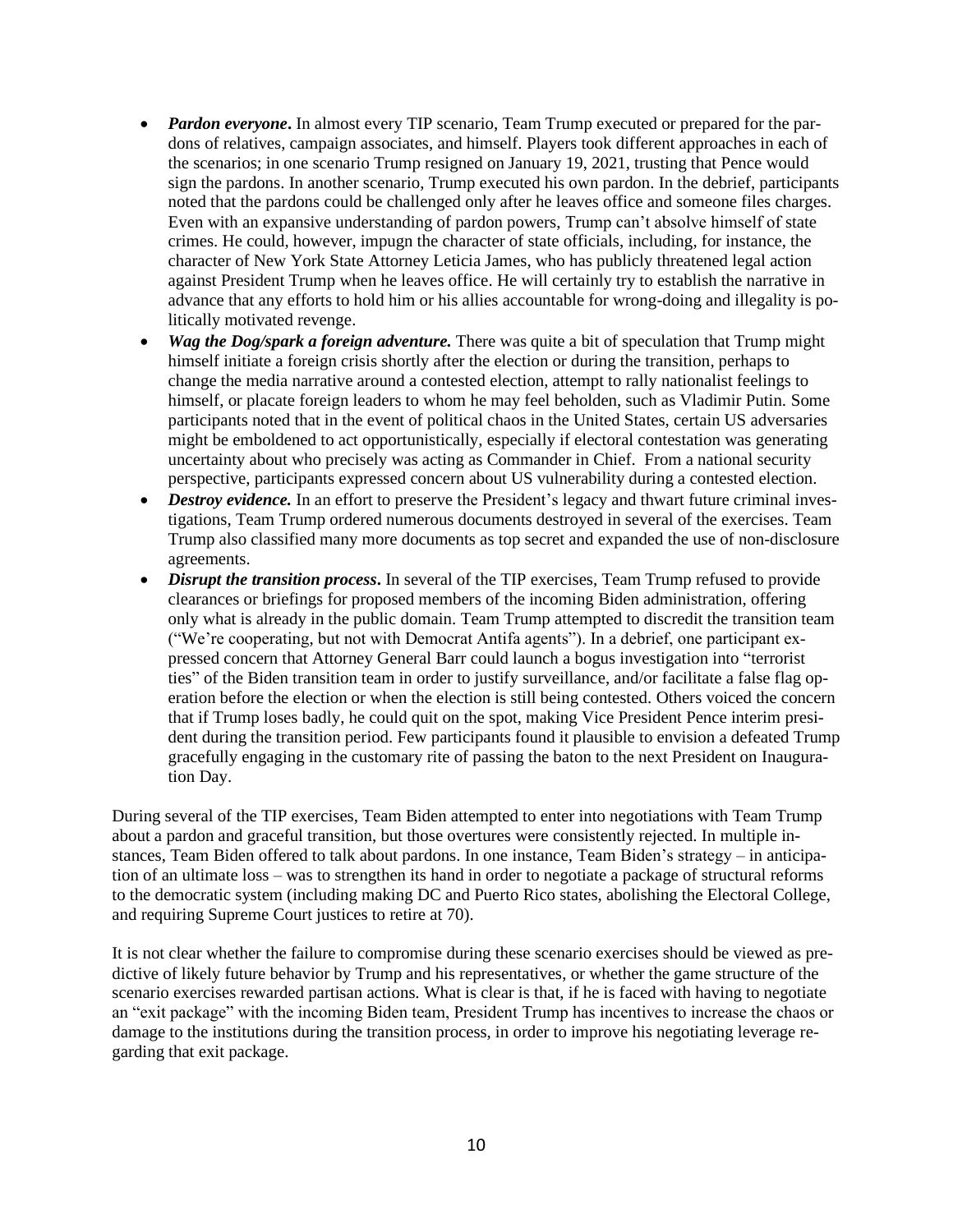- ***Pardon everyone***. In almost every TIP scenario, Team Trump executed or prepared for the pardons of relatives, campaign associates, and himself. Players took different approaches in each of the scenarios; in one scenario Trump resigned on January 19, 2021, trusting that Pence would sign the pardons. In another scenario, Trump executed his own pardon. In the debrief, participants noted that the pardons could be challenged only after he leaves office and someone files charges. Even with an expansive understanding of pardon powers, Trump can't absolve himself of state crimes. He could, however, impugn the character of state officials, including, for instance, the character of New York State Attorney Leticia James, who has publicly threatened legal action against President Trump when he leaves office. He will certainly try to establish the narrative in advance that any efforts to hold him or his allies accountable for wrong-doing and illegality is politically motivated revenge.
- ***Wag the Dog/spark a foreign adventure.*** There was quite a bit of speculation that Trump might himself initiate a foreign crisis shortly after the election or during the transition, perhaps to change the media narrative around a contested election, attempt to rally nationalist feelings to himself, or placate foreign leaders to whom he may feel beholden, such as Vladimir Putin. Some participants noted that in the event of political chaos in the United States, certain US adversaries might be emboldened to act opportunistically, especially if electoral contestation was generating uncertainty about who precisely was acting as Commander in Chief. From a national security perspective, participants expressed concern about US vulnerability during a contested election.
- ***Destroy evidence.*** In an effort to preserve the President's legacy and thwart future criminal investigations, Team Trump ordered numerous documents destroyed in several of the exercises. Team Trump also classified many more documents as top secret and expanded the use of non-disclosure agreements.
- ***Disrupt the transition process***. In several of the TIP exercises, Team Trump refused to provide clearances or briefings for proposed members of the incoming Biden administration, offering only what is already in the public domain. Team Trump attempted to discredit the transition team ("We're cooperating, but not with Democrat Antifa agents"). In a debrief, one participant expressed concern that Attorney General Barr could launch a bogus investigation into "terrorist ties" of the Biden transition team in order to justify surveillance, and/or facilitate a false flag operation before the election or when the election is still being contested. Others voiced the concern that if Trump loses badly, he could quit on the spot, making Vice President Pence interim president during the transition period. Few participants found it plausible to envision a defeated Trump gracefully engaging in the customary rite of passing the baton to the next President on Inauguration Day.

During several of the TIP exercises, Team Biden attempted to enter into negotiations with Team Trump about a pardon and graceful transition, but those overtures were consistently rejected. In multiple instances, Team Biden offered to talk about pardons. In one instance, Team Biden's strategy – in anticipation of an ultimate loss – was to strengthen its hand in order to negotiate a package of structural reforms to the democratic system (including making DC and Puerto Rico states, abolishing the Electoral College, and requiring Supreme Court justices to retire at 70).

It is not clear whether the failure to compromise during these scenario exercises should be viewed as predictive of likely future behavior by Trump and his representatives, or whether the game structure of the scenario exercises rewarded partisan actions. What is clear is that, if he is faced with having to negotiate an "exit package" with the incoming Biden team, President Trump has incentives to increase the chaos or damage to the institutions during the transition process, in order to improve his negotiating leverage regarding that exit package.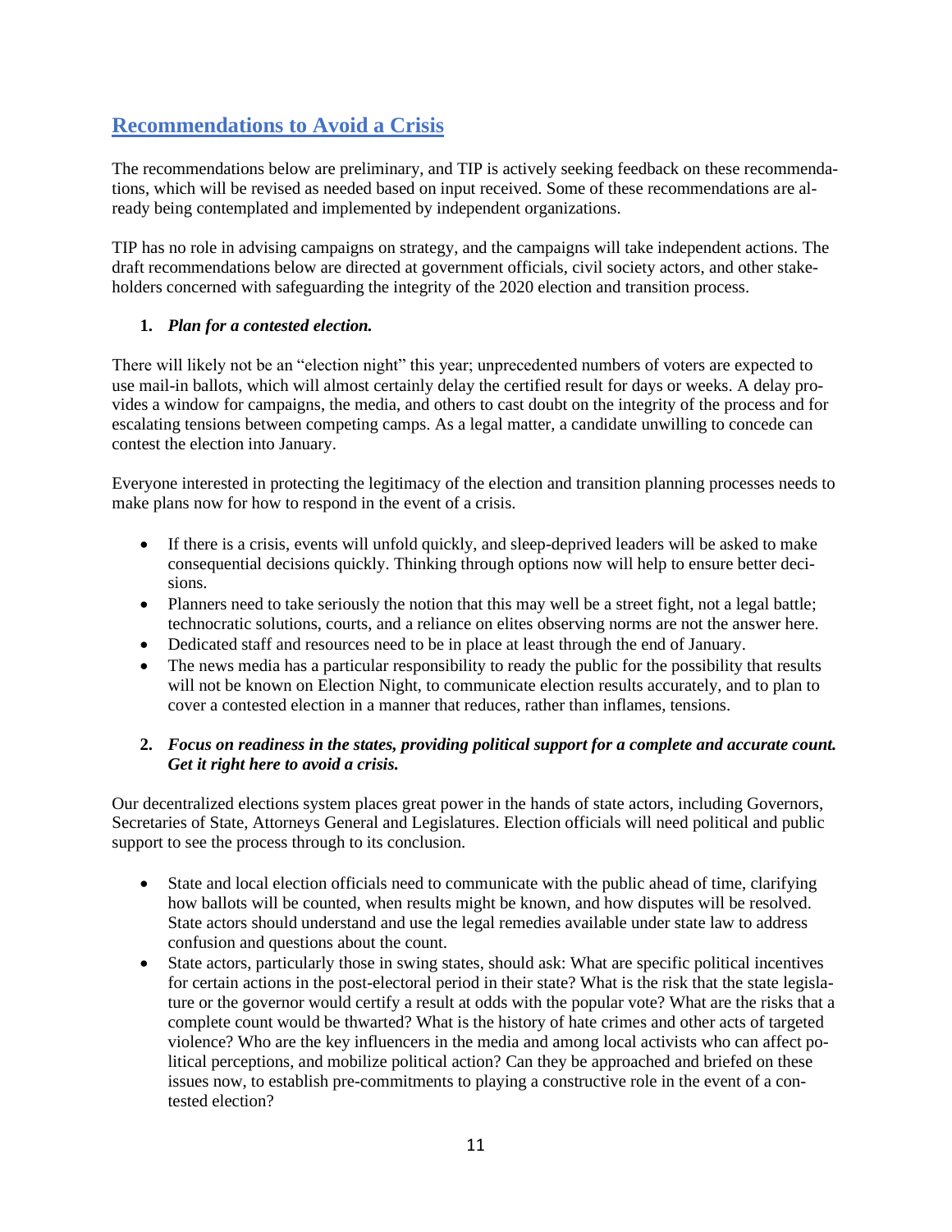## Recommendations to Avoid a Crisis

The recommendations below are preliminary, and TIP is actively seeking feedback on these recommendations, which will be revised as needed based on input received. Some of these recommendations are already being contemplated and implemented by independent organizations.

TIP has no role in advising campaigns on strategy, and the campaigns will take independent actions. The draft recommendations below are directed at government officials, civil society actors, and other stakeholders concerned with safeguarding the integrity of the 2020 election and transition process.

1. ***Plan for a contested election.***

There will likely not be an "election night" this year; unprecedented numbers of voters are expected to use mail-in ballots, which will almost certainly delay the certified result for days or weeks. A delay provides a window for campaigns, the media, and others to cast doubt on the integrity of the process and for escalating tensions between competing camps. As a legal matter, a candidate unwilling to concede can contest the election into January.

Everyone interested in protecting the legitimacy of the election and transition planning processes needs to make plans now for how to respond in the event of a crisis.

- If there is a crisis, events will unfold quickly, and sleep-deprived leaders will be asked to make consequential decisions quickly. Thinking through options now will help to ensure better decisions.
- Planners need to take seriously the notion that this may well be a street fight, not a legal battle; technocratic solutions, courts, and a reliance on elites observing norms are not the answer here.
- Dedicated staff and resources need to be in place at least through the end of January.
- The news media has a particular responsibility to ready the public for the possibility that results will not be known on Election Night, to communicate election results accurately, and to plan to cover a contested election in a manner that reduces, rather than inflames, tensions.

2. ***Focus on readiness in the states, providing political support for a complete and accurate count. Get it right here to avoid a crisis.***

Our decentralized elections system places great power in the hands of state actors, including Governors, Secretaries of State, Attorneys General and Legislatures. Election officials will need political and public support to see the process through to its conclusion.

- State and local election officials need to communicate with the public ahead of time, clarifying how ballots will be counted, when results might be known, and how disputes will be resolved. State actors should understand and use the legal remedies available under state law to address confusion and questions about the count.
- State actors, particularly those in swing states, should ask: What are specific political incentives for certain actions in the post-electoral period in their state? What is the risk that the state legislature or the governor would certify a result at odds with the popular vote? What are the risks that a complete count would be thwarted? What is the history of hate crimes and other acts of targeted violence? Who are the key influencers in the media and among local activists who can affect political perceptions, and mobilize political action? Can they be approached and briefed on these issues now, to establish pre-commitments to playing a constructive role in the event of a contested election?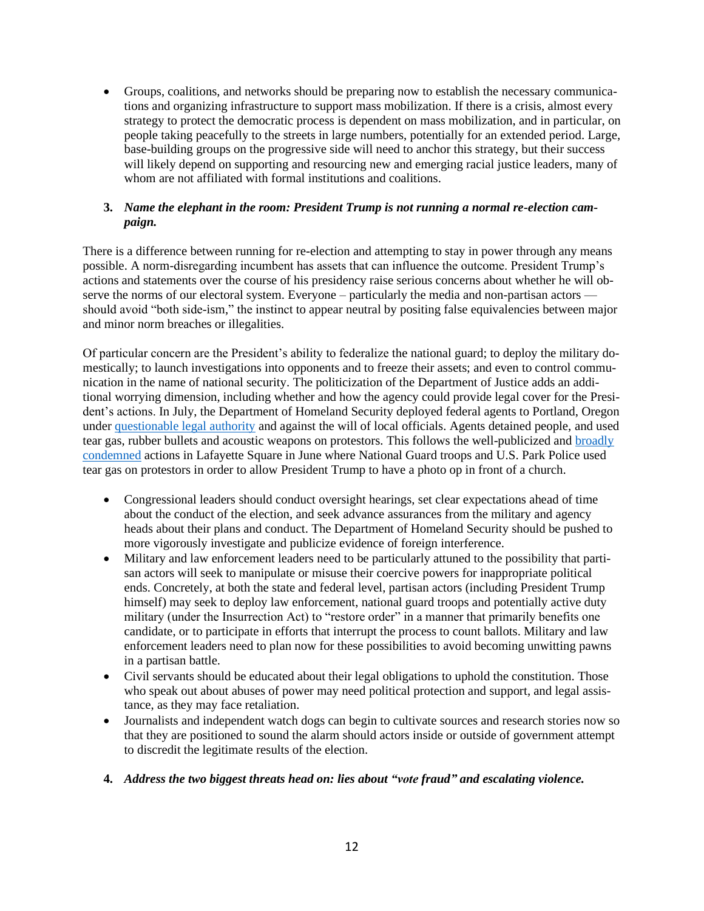- Groups, coalitions, and networks should be preparing now to establish the necessary communications and organizing infrastructure to support mass mobilization. If there is a crisis, almost every strategy to protect the democratic process is dependent on mass mobilization, and in particular, on people taking peacefully to the streets in large numbers, potentially for an extended period. Large, base-building groups on the progressive side will need to anchor this strategy, but their success will likely depend on supporting and resourcing new and emerging racial justice leaders, many of whom are not affiliated with formal institutions and coalitions.

**3. *Name the elephant in the room: President Trump is not running a normal re-election campaign.***

There is a difference between running for re-election and attempting to stay in power through any means possible. A norm-disregarding incumbent has assets that can influence the outcome. President Trump's actions and statements over the course of his presidency raise serious concerns about whether he will observe the norms of our electoral system. Everyone – particularly the media and non-partisan actors — should avoid "both side-ism," the instinct to appear neutral by positing false equivalencies between major and minor norm breaches or illegalities.

Of particular concern are the President's ability to federalize the national guard; to deploy the military domestically; to launch investigations into opponents and to freeze their assets; and even to control communication in the name of national security. The politicization of the Department of Justice adds an additional worrying dimension, including whether and how the agency could provide legal cover for the President's actions. In July, the Department of Homeland Security deployed federal agents to Portland, Oregon under questionable legal authority and against the will of local officials. Agents detained people, and used tear gas, rubber bullets and acoustic weapons on protestors. This follows the well-publicized and broadly condemned actions in Lafayette Square in June where National Guard troops and U.S. Park Police used tear gas on protestors in order to allow President Trump to have a photo op in front of a church.

- Congressional leaders should conduct oversight hearings, set clear expectations ahead of time about the conduct of the election, and seek advance assurances from the military and agency heads about their plans and conduct. The Department of Homeland Security should be pushed to more vigorously investigate and publicize evidence of foreign interference.
- Military and law enforcement leaders need to be particularly attuned to the possibility that partisan actors will seek to manipulate or misuse their coercive powers for inappropriate political ends. Concretely, at both the state and federal level, partisan actors (including President Trump himself) may seek to deploy law enforcement, national guard troops and potentially active duty military (under the Insurrection Act) to "restore order" in a manner that primarily benefits one candidate, or to participate in efforts that interrupt the process to count ballots. Military and law enforcement leaders need to plan now for these possibilities to avoid becoming unwitting pawns in a partisan battle.
- Civil servants should be educated about their legal obligations to uphold the constitution. Those who speak out about abuses of power may need political protection and support, and legal assistance, as they may face retaliation.
- Journalists and independent watch dogs can begin to cultivate sources and research stories now so that they are positioned to sound the alarm should actors inside or outside of government attempt to discredit the legitimate results of the election.

**4. *Address the two biggest threats head on: lies about "vote fraud" and escalating violence.***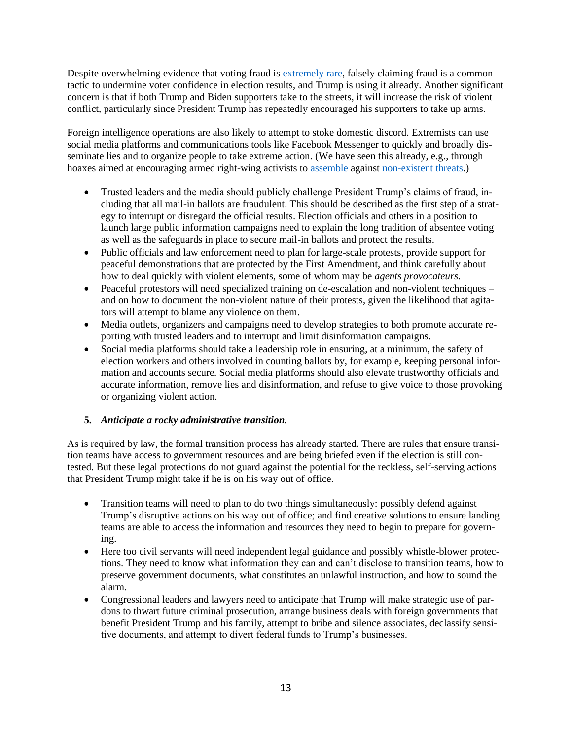Despite overwhelming evidence that voting fraud is [extremely rare](), falsely claiming fraud is a common tactic to undermine voter confidence in election results, and Trump is using it already. Another significant concern is that if both Trump and Biden supporters take to the streets, it will increase the risk of violent conflict, particularly since President Trump has repeatedly encouraged his supporters to take up arms.

Foreign intelligence operations are also likely to attempt to stoke domestic discord. Extremists can use social media platforms and communications tools like Facebook Messenger to quickly and broadly disseminate lies and to organize people to take extreme action. (We have seen this already, e.g., through hoaxes aimed at encouraging armed right-wing activists to [assemble]() against [non-existent threats]().)

- Trusted leaders and the media should publicly challenge President Trump's claims of fraud, including that all mail-in ballots are fraudulent. This should be described as the first step of a strategy to interrupt or disregard the official results. Election officials and others in a position to launch large public information campaigns need to explain the long tradition of absentee voting as well as the safeguards in place to secure mail-in ballots and protect the results.
- Public officials and law enforcement need to plan for large-scale protests, provide support for peaceful demonstrations that are protected by the First Amendment, and think carefully about how to deal quickly with violent elements, some of whom may be *agents provocateurs.*
- Peaceful protestors will need specialized training on de-escalation and non-violent techniques – and on how to document the non-violent nature of their protests, given the likelihood that agitators will attempt to blame any violence on them.
- Media outlets, organizers and campaigns need to develop strategies to both promote accurate reporting with trusted leaders and to interrupt and limit disinformation campaigns.
- Social media platforms should take a leadership role in ensuring, at a minimum, the safety of election workers and others involved in counting ballots by, for example, keeping personal information and accounts secure. Social media platforms should also elevate trustworthy officials and accurate information, remove lies and disinformation, and refuse to give voice to those provoking or organizing violent action.

**5. *Anticipate a rocky administrative transition.***

As is required by law, the formal transition process has already started. There are rules that ensure transition teams have access to government resources and are being briefed even if the election is still contested. But these legal protections do not guard against the potential for the reckless, self-serving actions that President Trump might take if he is on his way out of office.

- Transition teams will need to plan to do two things simultaneously: possibly defend against Trump's disruptive actions on his way out of office; and find creative solutions to ensure landing teams are able to access the information and resources they need to begin to prepare for governing.
- Here too civil servants will need independent legal guidance and possibly whistle-blower protections. They need to know what information they can and can't disclose to transition teams, how to preserve government documents, what constitutes an unlawful instruction, and how to sound the alarm.
- Congressional leaders and lawyers need to anticipate that Trump will make strategic use of pardons to thwart future criminal prosecution, arrange business deals with foreign governments that benefit President Trump and his family, attempt to bribe and silence associates, declassify sensitive documents, and attempt to divert federal funds to Trump's businesses.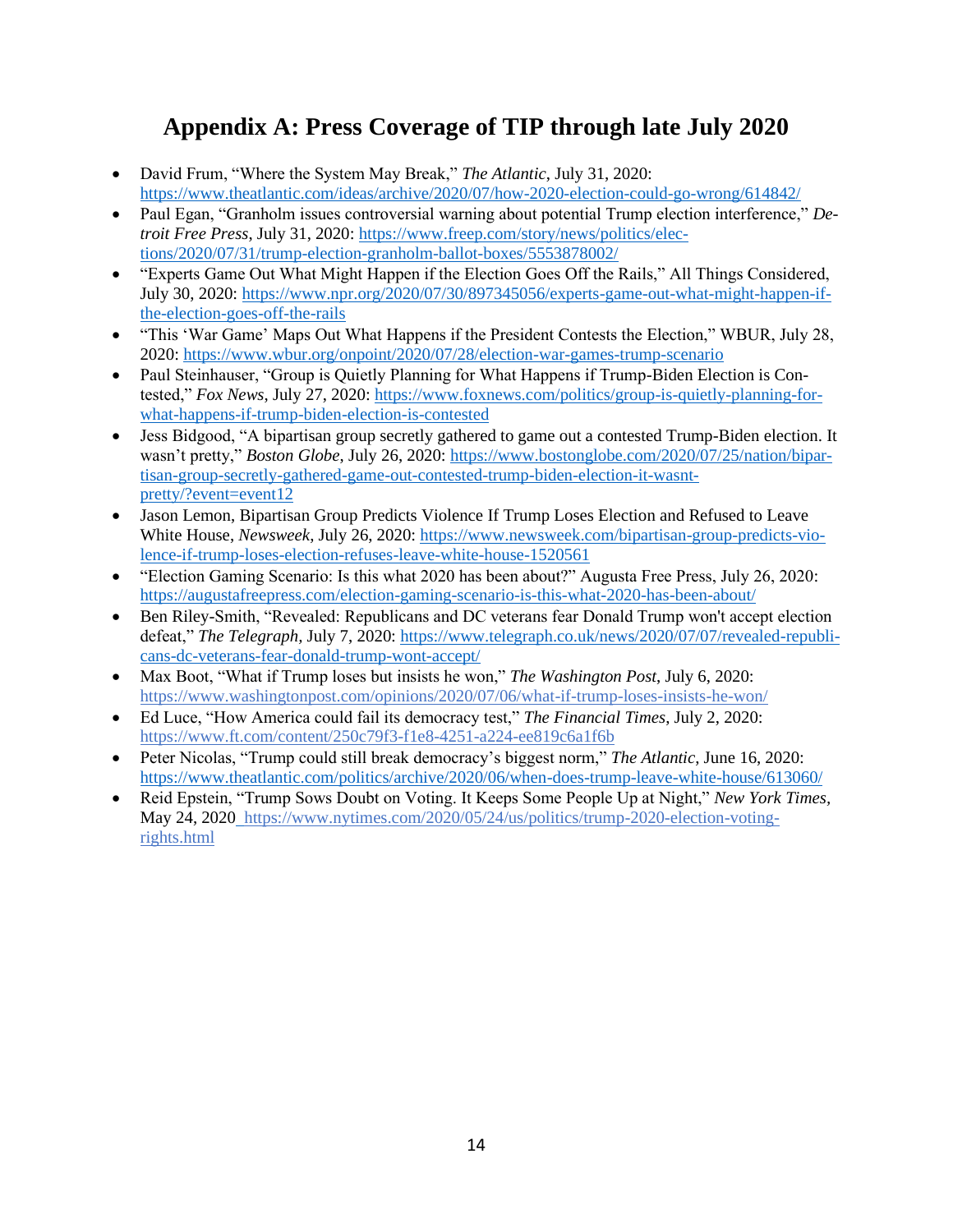# Appendix A: Press Coverage of TIP through late July 2020

- David Frum, "Where the System May Break," *The Atlantic*, July 31, 2020: https://www.theatlantic.com/ideas/archive/2020/07/how-2020-election-could-go-wrong/614842/
- Paul Egan, "Granholm issues controversial warning about potential Trump election interference," *Detroit Free Press*, July 31, 2020: https://www.freep.com/story/news/politics/elections/2020/07/31/trump-election-granholm-ballot-boxes/5553878002/
- "Experts Game Out What Might Happen if the Election Goes Off the Rails," All Things Considered, July 30, 2020: https://www.npr.org/2020/07/30/897345056/experts-game-out-what-might-happen-if-the-election-goes-off-the-rails
- "This 'War Game' Maps Out What Happens if the President Contests the Election," WBUR, July 28, 2020: https://www.wbur.org/onpoint/2020/07/28/election-war-games-trump-scenario
- Paul Steinhauser, "Group is Quietly Planning for What Happens if Trump-Biden Election is Contested," *Fox News*, July 27, 2020: https://www.foxnews.com/politics/group-is-quietly-planning-for-what-happens-if-trump-biden-election-is-contested
- Jess Bidgood, "A bipartisan group secretly gathered to game out a contested Trump-Biden election. It wasn't pretty," *Boston Globe*, July 26, 2020: https://www.bostonglobe.com/2020/07/25/nation/bipartisan-group-secretly-gathered-game-out-contested-trump-biden-election-it-wasnt-pretty/?event=event12
- Jason Lemon, Bipartisan Group Predicts Violence If Trump Loses Election and Refused to Leave White House, *Newsweek*, July 26, 2020: https://www.newsweek.com/bipartisan-group-predicts-violence-if-trump-loses-election-refuses-leave-white-house-1520561
- "Election Gaming Scenario: Is this what 2020 has been about?" Augusta Free Press, July 26, 2020: https://augustafreepress.com/election-gaming-scenario-is-this-what-2020-has-been-about/
- Ben Riley-Smith, "Revealed: Republicans and DC veterans fear Donald Trump won't accept election defeat," *The Telegraph*, July 7, 2020: https://www.telegraph.co.uk/news/2020/07/07/revealed-republicans-dc-veterans-fear-donald-trump-wont-accept/
- Max Boot, "What if Trump loses but insists he won," *The Washington Post*, July 6, 2020: https://www.washingtonpost.com/opinions/2020/07/06/what-if-trump-loses-insists-he-won/
- Ed Luce, "How America could fail its democracy test," *The Financial Times*, July 2, 2020: https://www.ft.com/content/250c79f3-f1e8-4251-a224-ee819c6a1f6b
- Peter Nicolas, "Trump could still break democracy's biggest norm," *The Atlantic*, June 16, 2020: https://www.theatlantic.com/politics/archive/2020/06/when-does-trump-leave-white-house/613060/
- Reid Epstein, "Trump Sows Doubt on Voting. It Keeps Some People Up at Night," *New York Times*, May 24, 2020 https://www.nytimes.com/2020/05/24/us/politics/trump-2020-election-voting-rights.html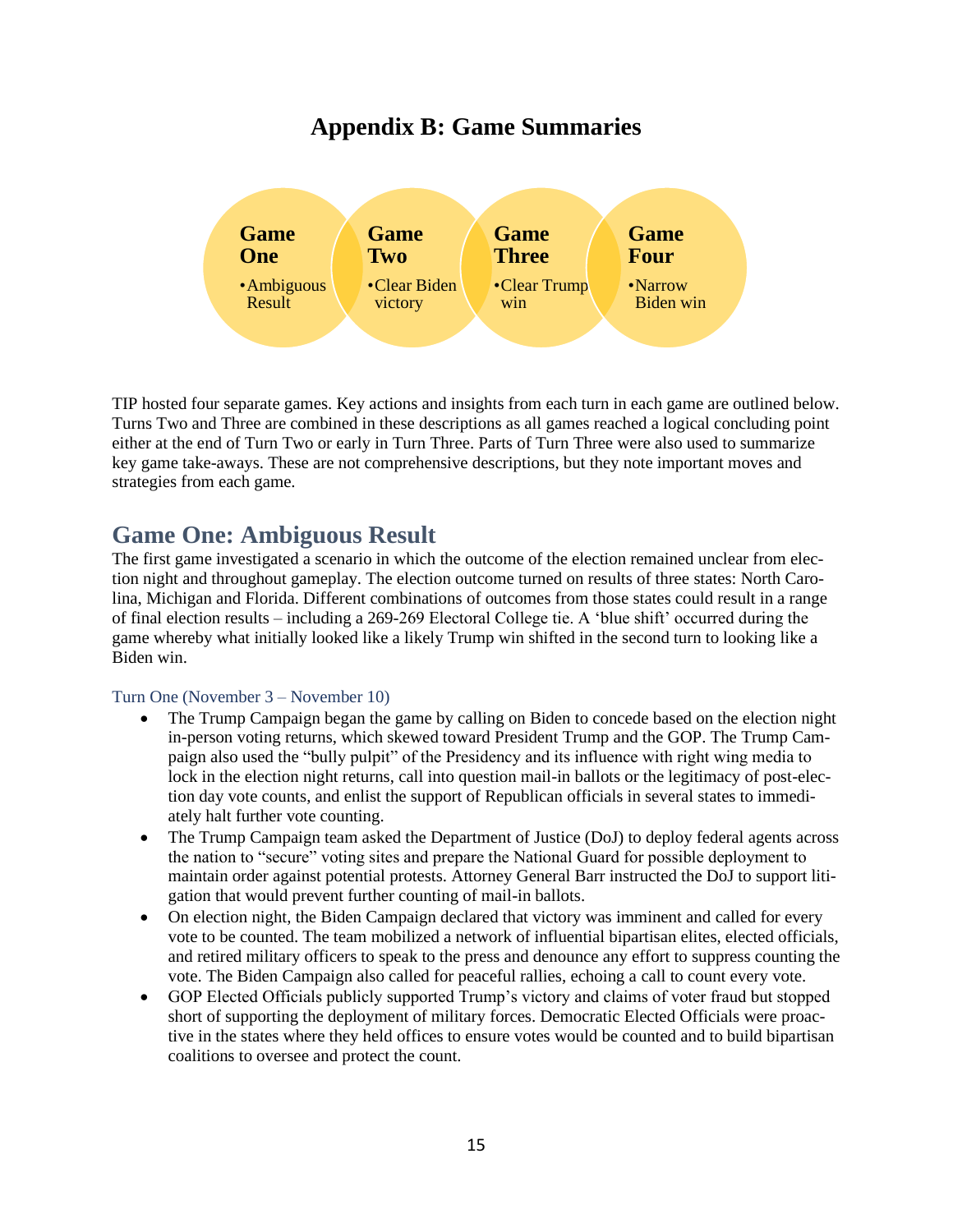# Appendix B: Game Summaries

**Game One**
- Ambiguous Result

**Game Two**
- Clear Biden victory

**Game Three**
- Clear Trump win

**Game Four**
- Narrow Biden win

TIP hosted four separate games. Key actions and insights from each turn in each game are outlined below. Turns Two and Three are combined in these descriptions as all games reached a logical concluding point either at the end of Turn Two or early in Turn Three. Parts of Turn Three were also used to summarize key game take-aways. These are not comprehensive descriptions, but they note important moves and strategies from each game.

## Game One: Ambiguous Result

The first game investigated a scenario in which the outcome of the election remained unclear from election night and throughout gameplay. The election outcome turned on results of three states: North Carolina, Michigan and Florida. Different combinations of outcomes from those states could result in a range of final election results – including a 269-269 Electoral College tie. A 'blue shift' occurred during the game whereby what initially looked like a likely Trump win shifted in the second turn to looking like a Biden win.

### Turn One (November 3 – November 10)

- The Trump Campaign began the game by calling on Biden to concede based on the election night in-person voting returns, which skewed toward President Trump and the GOP. The Trump Campaign also used the "bully pulpit" of the Presidency and its influence with right wing media to lock in the election night returns, call into question mail-in ballots or the legitimacy of post-election day vote counts, and enlist the support of Republican officials in several states to immediately halt further vote counting.
- The Trump Campaign team asked the Department of Justice (DoJ) to deploy federal agents across the nation to "secure" voting sites and prepare the National Guard for possible deployment to maintain order against potential protests. Attorney General Barr instructed the DoJ to support litigation that would prevent further counting of mail-in ballots.
- On election night, the Biden Campaign declared that victory was imminent and called for every vote to be counted. The team mobilized a network of influential bipartisan elites, elected officials, and retired military officers to speak to the press and denounce any effort to suppress counting the vote. The Biden Campaign also called for peaceful rallies, echoing a call to count every vote.
- GOP Elected Officials publicly supported Trump's victory and claims of voter fraud but stopped short of supporting the deployment of military forces. Democratic Elected Officials were proactive in the states where they held offices to ensure votes would be counted and to build bipartisan coalitions to oversee and protect the count.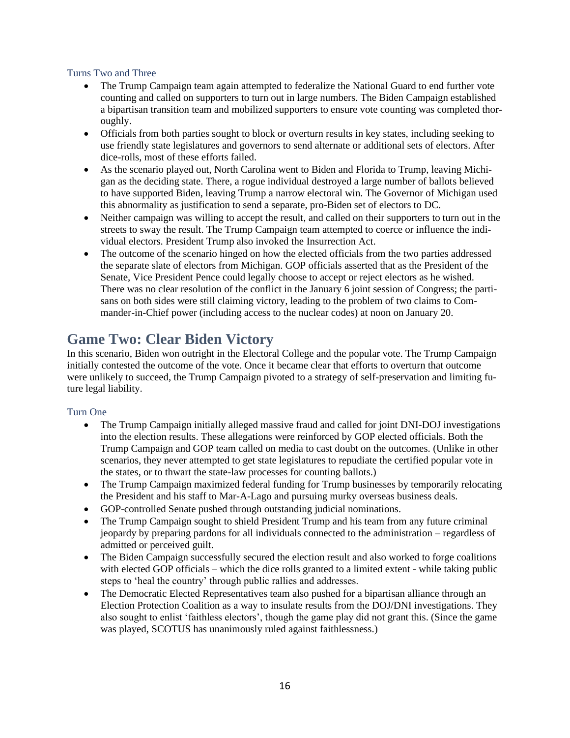### Turns Two and Three

- The Trump Campaign team again attempted to federalize the National Guard to end further vote counting and called on supporters to turn out in large numbers. The Biden Campaign established a bipartisan transition team and mobilized supporters to ensure vote counting was completed thoroughly.
- Officials from both parties sought to block or overturn results in key states, including seeking to use friendly state legislatures and governors to send alternate or additional sets of electors. After dice-rolls, most of these efforts failed.
- As the scenario played out, North Carolina went to Biden and Florida to Trump, leaving Michigan as the deciding state. There, a rogue individual destroyed a large number of ballots believed to have supported Biden, leaving Trump a narrow electoral win. The Governor of Michigan used this abnormality as justification to send a separate, pro-Biden set of electors to DC.
- Neither campaign was willing to accept the result, and called on their supporters to turn out in the streets to sway the result. The Trump Campaign team attempted to coerce or influence the individual electors. President Trump also invoked the Insurrection Act.
- The outcome of the scenario hinged on how the elected officials from the two parties addressed the separate slate of electors from Michigan. GOP officials asserted that as the President of the Senate, Vice President Pence could legally choose to accept or reject electors as he wished. There was no clear resolution of the conflict in the January 6 joint session of Congress; the partisans on both sides were still claiming victory, leading to the problem of two claims to Commander-in-Chief power (including access to the nuclear codes) at noon on January 20.

## Game Two: Clear Biden Victory

In this scenario, Biden won outright in the Electoral College and the popular vote. The Trump Campaign initially contested the outcome of the vote. Once it became clear that efforts to overturn that outcome were unlikely to succeed, the Trump Campaign pivoted to a strategy of self-preservation and limiting future legal liability.

### Turn One

- The Trump Campaign initially alleged massive fraud and called for joint DNI-DOJ investigations into the election results. These allegations were reinforced by GOP elected officials. Both the Trump Campaign and GOP team called on media to cast doubt on the outcomes. (Unlike in other scenarios, they never attempted to get state legislatures to repudiate the certified popular vote in the states, or to thwart the state-law processes for counting ballots.)
- The Trump Campaign maximized federal funding for Trump businesses by temporarily relocating the President and his staff to Mar-A-Lago and pursuing murky overseas business deals.
- GOP-controlled Senate pushed through outstanding judicial nominations.
- The Trump Campaign sought to shield President Trump and his team from any future criminal jeopardy by preparing pardons for all individuals connected to the administration – regardless of admitted or perceived guilt.
- The Biden Campaign successfully secured the election result and also worked to forge coalitions with elected GOP officials – which the dice rolls granted to a limited extent - while taking public steps to 'heal the country' through public rallies and addresses.
- The Democratic Elected Representatives team also pushed for a bipartisan alliance through an Election Protection Coalition as a way to insulate results from the DOJ/DNI investigations. They also sought to enlist 'faithless electors', though the game play did not grant this. (Since the game was played, SCOTUS has unanimously ruled against faithlessness.)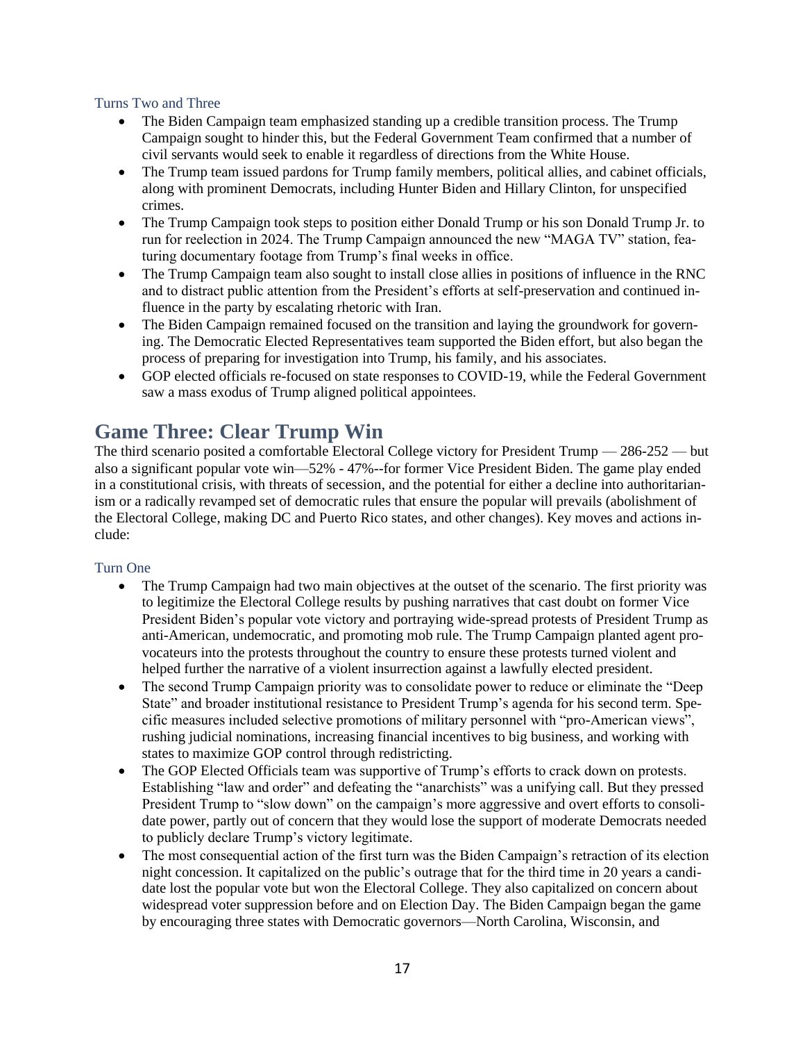### Turns Two and Three

- The Biden Campaign team emphasized standing up a credible transition process. The Trump Campaign sought to hinder this, but the Federal Government Team confirmed that a number of civil servants would seek to enable it regardless of directions from the White House.
- The Trump team issued pardons for Trump family members, political allies, and cabinet officials, along with prominent Democrats, including Hunter Biden and Hillary Clinton, for unspecified crimes.
- The Trump Campaign took steps to position either Donald Trump or his son Donald Trump Jr. to run for reelection in 2024. The Trump Campaign announced the new "MAGA TV" station, featuring documentary footage from Trump's final weeks in office.
- The Trump Campaign team also sought to install close allies in positions of influence in the RNC and to distract public attention from the President's efforts at self-preservation and continued influence in the party by escalating rhetoric with Iran.
- The Biden Campaign remained focused on the transition and laying the groundwork for governing. The Democratic Elected Representatives team supported the Biden effort, but also began the process of preparing for investigation into Trump, his family, and his associates.
- GOP elected officials re-focused on state responses to COVID-19, while the Federal Government saw a mass exodus of Trump aligned political appointees.

## Game Three: Clear Trump Win

The third scenario posited a comfortable Electoral College victory for President Trump — 286-252 — but also a significant popular vote win—52% - 47%--for former Vice President Biden. The game play ended in a constitutional crisis, with threats of secession, and the potential for either a decline into authoritarianism or a radically revamped set of democratic rules that ensure the popular will prevails (abolishment of the Electoral College, making DC and Puerto Rico states, and other changes). Key moves and actions include:

### Turn One

- The Trump Campaign had two main objectives at the outset of the scenario. The first priority was to legitimize the Electoral College results by pushing narratives that cast doubt on former Vice President Biden's popular vote victory and portraying wide-spread protests of President Trump as anti-American, undemocratic, and promoting mob rule. The Trump Campaign planted agent provocateurs into the protests throughout the country to ensure these protests turned violent and helped further the narrative of a violent insurrection against a lawfully elected president.
- The second Trump Campaign priority was to consolidate power to reduce or eliminate the "Deep State" and broader institutional resistance to President Trump's agenda for his second term. Specific measures included selective promotions of military personnel with "pro-American views", rushing judicial nominations, increasing financial incentives to big business, and working with states to maximize GOP control through redistricting.
- The GOP Elected Officials team was supportive of Trump's efforts to crack down on protests. Establishing "law and order" and defeating the "anarchists" was a unifying call. But they pressed President Trump to "slow down" on the campaign's more aggressive and overt efforts to consolidate power, partly out of concern that they would lose the support of moderate Democrats needed to publicly declare Trump's victory legitimate.
- The most consequential action of the first turn was the Biden Campaign's retraction of its election night concession. It capitalized on the public's outrage that for the third time in 20 years a candidate lost the popular vote but won the Electoral College. They also capitalized on concern about widespread voter suppression before and on Election Day. The Biden Campaign began the game by encouraging three states with Democratic governors—North Carolina, Wisconsin, and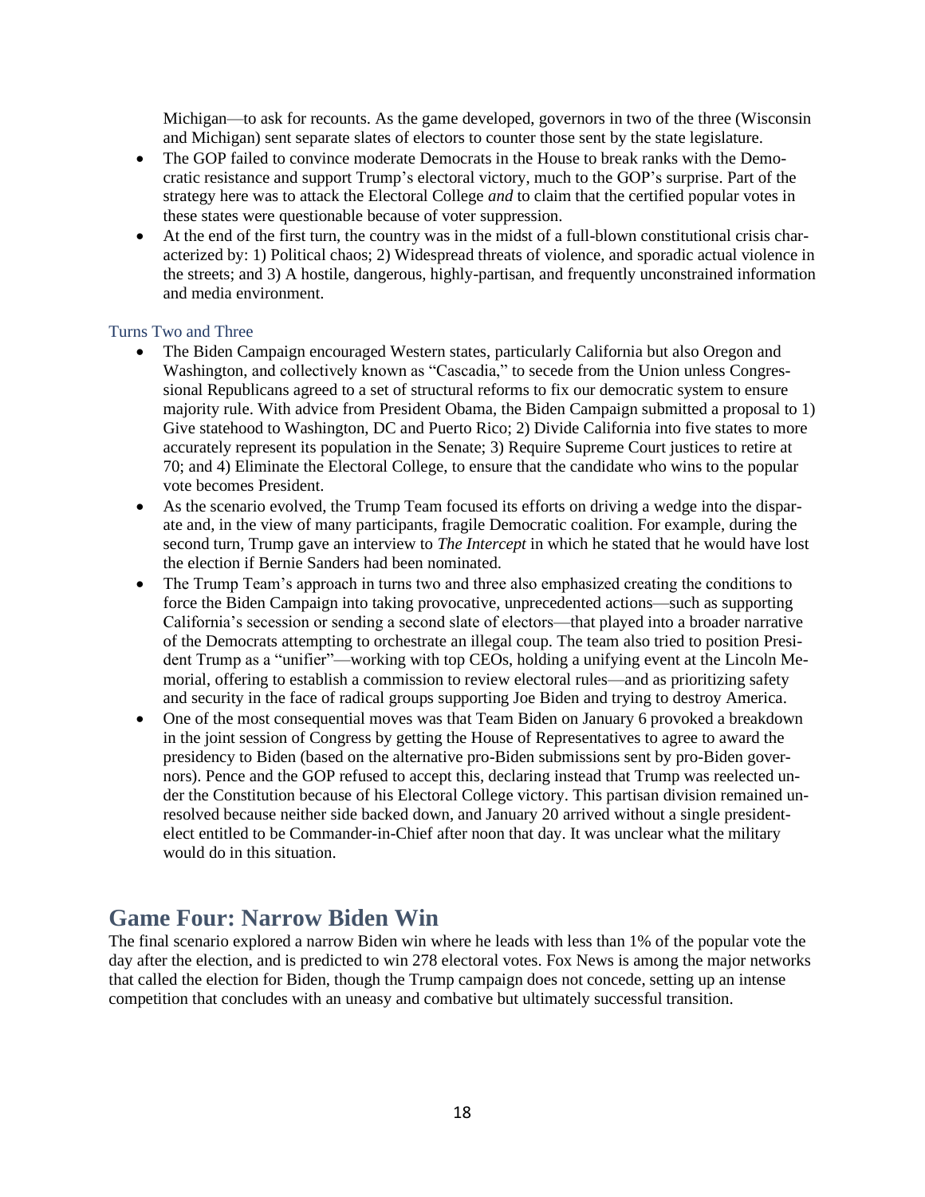Michigan—to ask for recounts. As the game developed, governors in two of the three (Wisconsin and Michigan) sent separate slates of electors to counter those sent by the state legislature.
- The GOP failed to convince moderate Democrats in the House to break ranks with the Democratic resistance and support Trump's electoral victory, much to the GOP's surprise. Part of the strategy here was to attack the Electoral College *and* to claim that the certified popular votes in these states were questionable because of voter suppression.
- At the end of the first turn, the country was in the midst of a full-blown constitutional crisis characterized by: 1) Political chaos; 2) Widespread threats of violence, and sporadic actual violence in the streets; and 3) A hostile, dangerous, highly-partisan, and frequently unconstrained information and media environment.

### Turns Two and Three

- The Biden Campaign encouraged Western states, particularly California but also Oregon and Washington, and collectively known as "Cascadia," to secede from the Union unless Congressional Republicans agreed to a set of structural reforms to fix our democratic system to ensure majority rule. With advice from President Obama, the Biden Campaign submitted a proposal to 1) Give statehood to Washington, DC and Puerto Rico; 2) Divide California into five states to more accurately represent its population in the Senate; 3) Require Supreme Court justices to retire at 70; and 4) Eliminate the Electoral College, to ensure that the candidate who wins to the popular vote becomes President.
- As the scenario evolved, the Trump Team focused its efforts on driving a wedge into the disparate and, in the view of many participants, fragile Democratic coalition. For example, during the second turn, Trump gave an interview to *The Intercept* in which he stated that he would have lost the election if Bernie Sanders had been nominated.
- The Trump Team's approach in turns two and three also emphasized creating the conditions to force the Biden Campaign into taking provocative, unprecedented actions—such as supporting California's secession or sending a second slate of electors—that played into a broader narrative of the Democrats attempting to orchestrate an illegal coup. The team also tried to position President Trump as a "unifier"—working with top CEOs, holding a unifying event at the Lincoln Memorial, offering to establish a commission to review electoral rules—and as prioritizing safety and security in the face of radical groups supporting Joe Biden and trying to destroy America.
- One of the most consequential moves was that Team Biden on January 6 provoked a breakdown in the joint session of Congress by getting the House of Representatives to agree to award the presidency to Biden (based on the alternative pro-Biden submissions sent by pro-Biden governors). Pence and the GOP refused to accept this, declaring instead that Trump was reelected under the Constitution because of his Electoral College victory. This partisan division remained unresolved because neither side backed down, and January 20 arrived without a single president-elect entitled to be Commander-in-Chief after noon that day. It was unclear what the military would do in this situation.

## Game Four: Narrow Biden Win

The final scenario explored a narrow Biden win where he leads with less than 1% of the popular vote the day after the election, and is predicted to win 278 electoral votes. Fox News is among the major networks that called the election for Biden, though the Trump campaign does not concede, setting up an intense competition that concludes with an uneasy and combative but ultimately successful transition.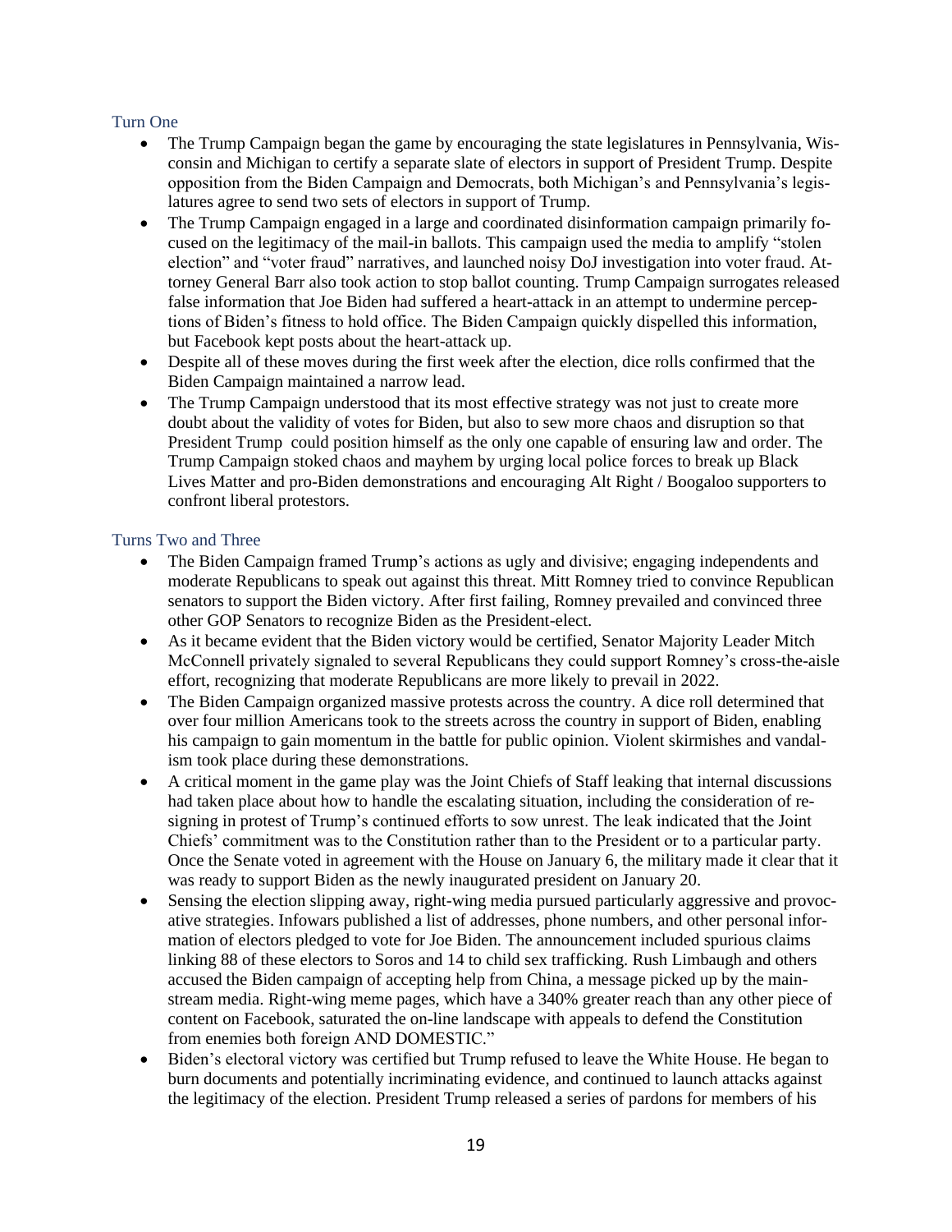### Turn One

- The Trump Campaign began the game by encouraging the state legislatures in Pennsylvania, Wisconsin and Michigan to certify a separate slate of electors in support of President Trump. Despite opposition from the Biden Campaign and Democrats, both Michigan's and Pennsylvania's legislatures agree to send two sets of electors in support of Trump.
- The Trump Campaign engaged in a large and coordinated disinformation campaign primarily focused on the legitimacy of the mail-in ballots. This campaign used the media to amplify "stolen election" and "voter fraud" narratives, and launched noisy DoJ investigation into voter fraud. Attorney General Barr also took action to stop ballot counting. Trump Campaign surrogates released false information that Joe Biden had suffered a heart-attack in an attempt to undermine perceptions of Biden's fitness to hold office. The Biden Campaign quickly dispelled this information, but Facebook kept posts about the heart-attack up.
- Despite all of these moves during the first week after the election, dice rolls confirmed that the Biden Campaign maintained a narrow lead.
- The Trump Campaign understood that its most effective strategy was not just to create more doubt about the validity of votes for Biden, but also to sew more chaos and disruption so that President Trump could position himself as the only one capable of ensuring law and order. The Trump Campaign stoked chaos and mayhem by urging local police forces to break up Black Lives Matter and pro-Biden demonstrations and encouraging Alt Right / Boogaloo supporters to confront liberal protestors.

### Turns Two and Three

- The Biden Campaign framed Trump's actions as ugly and divisive; engaging independents and moderate Republicans to speak out against this threat. Mitt Romney tried to convince Republican senators to support the Biden victory. After first failing, Romney prevailed and convinced three other GOP Senators to recognize Biden as the President-elect.
- As it became evident that the Biden victory would be certified, Senator Majority Leader Mitch McConnell privately signaled to several Republicans they could support Romney's cross-the-aisle effort, recognizing that moderate Republicans are more likely to prevail in 2022.
- The Biden Campaign organized massive protests across the country. A dice roll determined that over four million Americans took to the streets across the country in support of Biden, enabling his campaign to gain momentum in the battle for public opinion. Violent skirmishes and vandalism took place during these demonstrations.
- A critical moment in the game play was the Joint Chiefs of Staff leaking that internal discussions had taken place about how to handle the escalating situation, including the consideration of resigning in protest of Trump's continued efforts to sow unrest. The leak indicated that the Joint Chiefs' commitment was to the Constitution rather than to the President or to a particular party. Once the Senate voted in agreement with the House on January 6, the military made it clear that it was ready to support Biden as the newly inaugurated president on January 20.
- Sensing the election slipping away, right-wing media pursued particularly aggressive and provocative strategies. Infowars published a list of addresses, phone numbers, and other personal information of electors pledged to vote for Joe Biden. The announcement included spurious claims linking 88 of these electors to Soros and 14 to child sex trafficking. Rush Limbaugh and others accused the Biden campaign of accepting help from China, a message picked up by the mainstream media. Right-wing meme pages, which have a 340% greater reach than any other piece of content on Facebook, saturated the on-line landscape with appeals to defend the Constitution from enemies both foreign AND DOMESTIC."
- Biden's electoral victory was certified but Trump refused to leave the White House. He began to burn documents and potentially incriminating evidence, and continued to launch attacks against the legitimacy of the election. President Trump released a series of pardons for members of his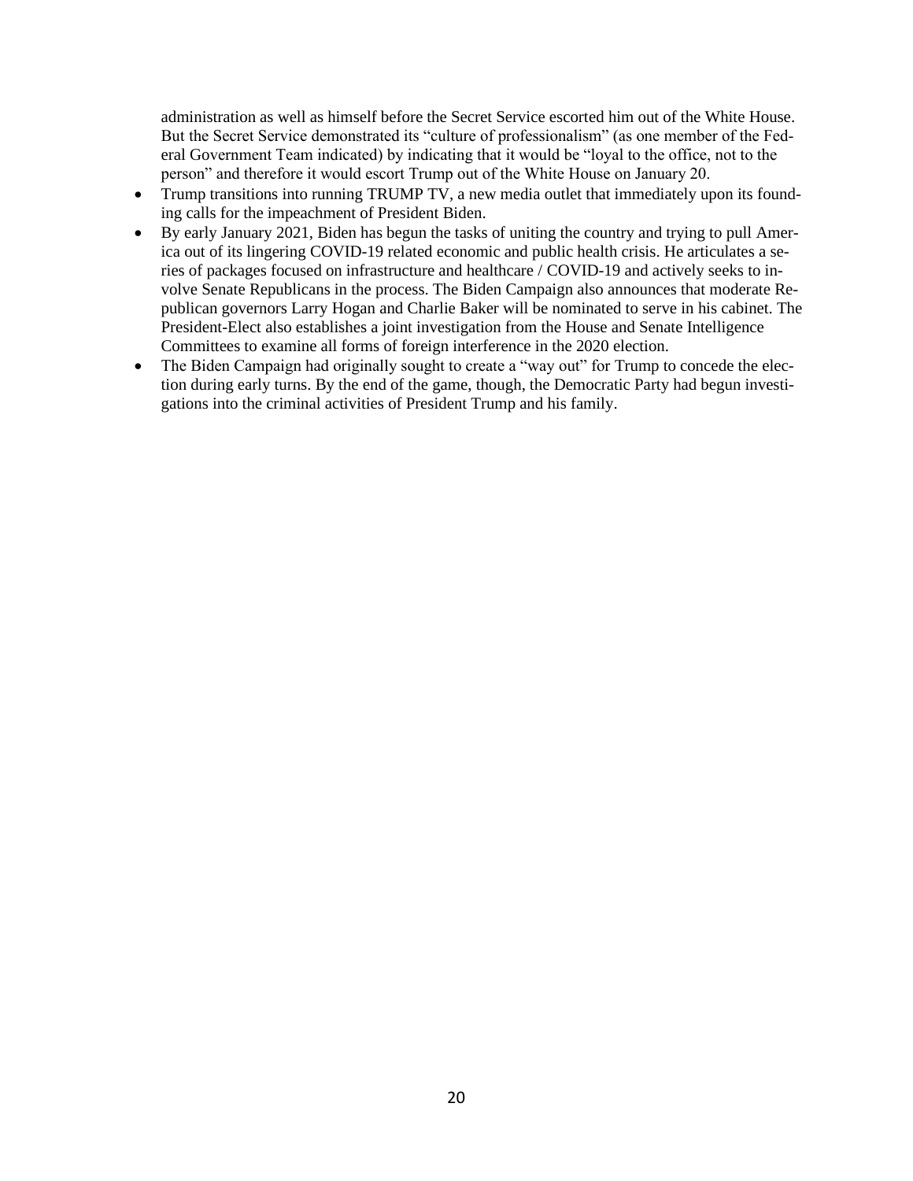administration as well as himself before the Secret Service escorted him out of the White House. But the Secret Service demonstrated its "culture of professionalism" (as one member of the Federal Government Team indicated) by indicating that it would be "loyal to the office, not to the person" and therefore it would escort Trump out of the White House on January 20.

- Trump transitions into running TRUMP TV, a new media outlet that immediately upon its founding calls for the impeachment of President Biden.
- By early January 2021, Biden has begun the tasks of uniting the country and trying to pull America out of its lingering COVID-19 related economic and public health crisis. He articulates a series of packages focused on infrastructure and healthcare / COVID-19 and actively seeks to involve Senate Republicans in the process. The Biden Campaign also announces that moderate Republican governors Larry Hogan and Charlie Baker will be nominated to serve in his cabinet. The President-Elect also establishes a joint investigation from the House and Senate Intelligence Committees to examine all forms of foreign interference in the 2020 election.
- The Biden Campaign had originally sought to create a "way out" for Trump to concede the election during early turns. By the end of the game, though, the Democratic Party had begun investigations into the criminal activities of President Trump and his family.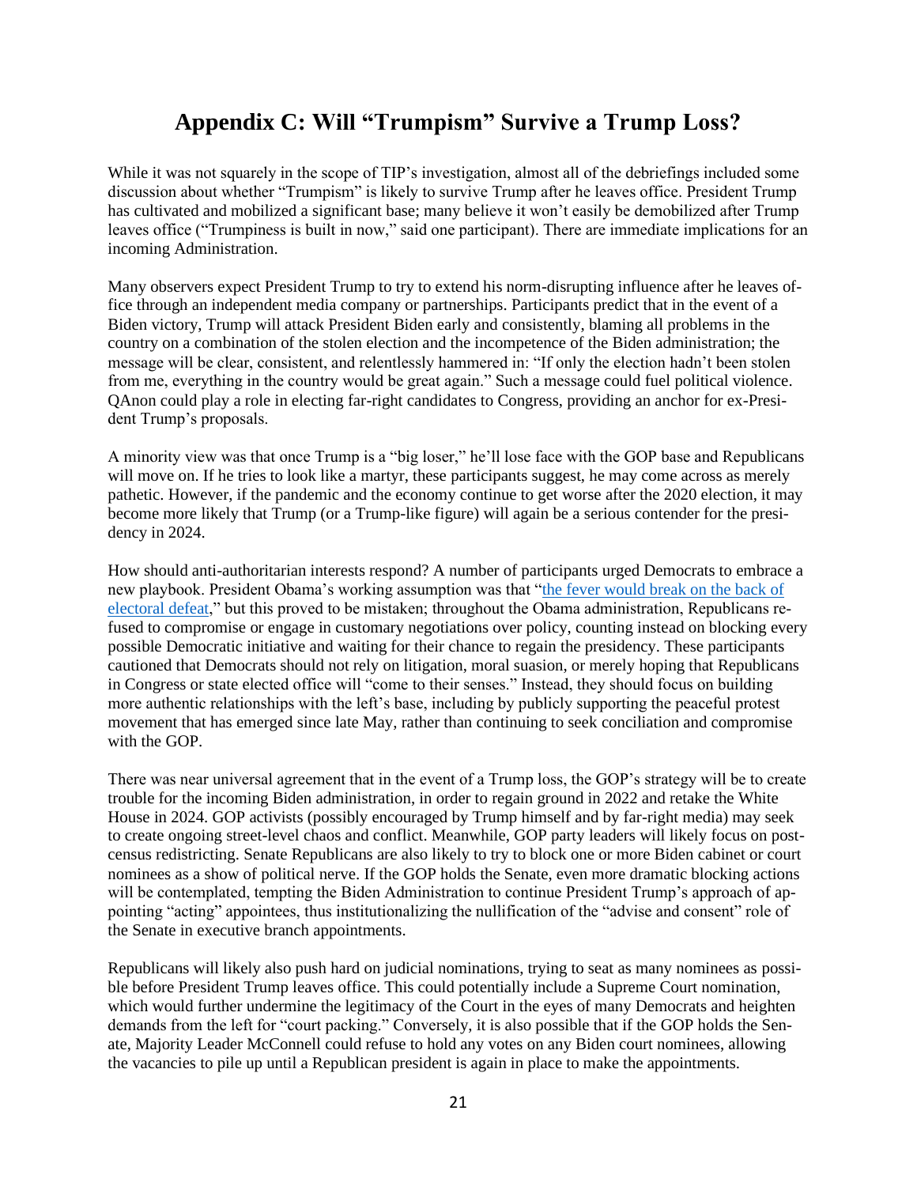# Appendix C: Will "Trumpism" Survive a Trump Loss?

While it was not squarely in the scope of TIP's investigation, almost all of the debriefings included some discussion about whether "Trumpism" is likely to survive Trump after he leaves office. President Trump has cultivated and mobilized a significant base; many believe it won't easily be demobilized after Trump leaves office ("Trumpiness is built in now," said one participant). There are immediate implications for an incoming Administration.

Many observers expect President Trump to try to extend his norm-disrupting influence after he leaves office through an independent media company or partnerships. Participants predict that in the event of a Biden victory, Trump will attack President Biden early and consistently, blaming all problems in the country on a combination of the stolen election and the incompetence of the Biden administration; the message will be clear, consistent, and relentlessly hammered in: "If only the election hadn't been stolen from me, everything in the country would be great again." Such a message could fuel political violence. QAnon could play a role in electing far-right candidates to Congress, providing an anchor for ex-President Trump's proposals.

A minority view was that once Trump is a "big loser," he'll lose face with the GOP base and Republicans will move on. If he tries to look like a martyr, these participants suggest, he may come across as merely pathetic. However, if the pandemic and the economy continue to get worse after the 2020 election, it may become more likely that Trump (or a Trump-like figure) will again be a serious contender for the presidency in 2024.

How should anti-authoritarian interests respond? A number of participants urged Democrats to embrace a new playbook. President Obama's working assumption was that "the fever would break on the back of electoral defeat," but this proved to be mistaken; throughout the Obama administration, Republicans refused to compromise or engage in customary negotiations over policy, counting instead on blocking every possible Democratic initiative and waiting for their chance to regain the presidency. These participants cautioned that Democrats should not rely on litigation, moral suasion, or merely hoping that Republicans in Congress or state elected office will "come to their senses." Instead, they should focus on building more authentic relationships with the left's base, including by publicly supporting the peaceful protest movement that has emerged since late May, rather than continuing to seek conciliation and compromise with the GOP.

There was near universal agreement that in the event of a Trump loss, the GOP's strategy will be to create trouble for the incoming Biden administration, in order to regain ground in 2022 and retake the White House in 2024. GOP activists (possibly encouraged by Trump himself and by far-right media) may seek to create ongoing street-level chaos and conflict. Meanwhile, GOP party leaders will likely focus on post-census redistricting. Senate Republicans are also likely to try to block one or more Biden cabinet or court nominees as a show of political nerve. If the GOP holds the Senate, even more dramatic blocking actions will be contemplated, tempting the Biden Administration to continue President Trump's approach of appointing "acting" appointees, thus institutionalizing the nullification of the "advise and consent" role of the Senate in executive branch appointments.

Republicans will likely also push hard on judicial nominations, trying to seat as many nominees as possible before President Trump leaves office. This could potentially include a Supreme Court nomination, which would further undermine the legitimacy of the Court in the eyes of many Democrats and heighten demands from the left for "court packing." Conversely, it is also possible that if the GOP holds the Senate, Majority Leader McConnell could refuse to hold any votes on any Biden court nominees, allowing the vacancies to pile up until a Republican president is again in place to make the appointments.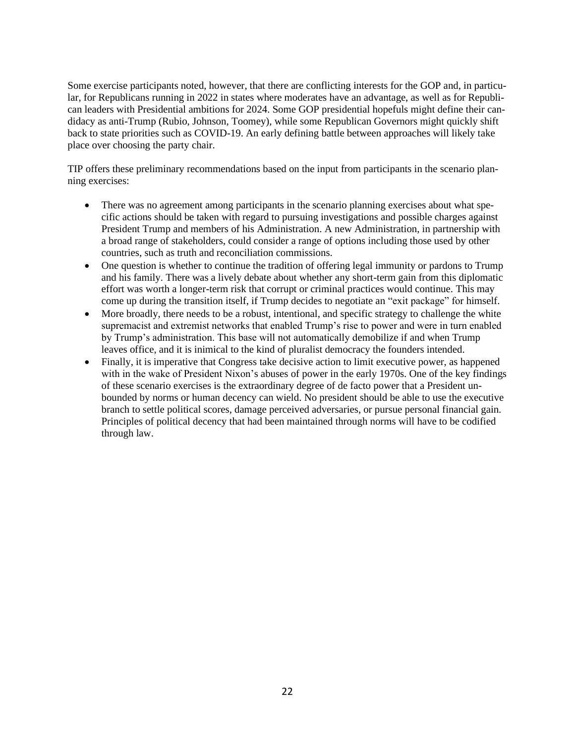Some exercise participants noted, however, that there are conflicting interests for the GOP and, in particular, for Republicans running in 2022 in states where moderates have an advantage, as well as for Republican leaders with Presidential ambitions for 2024. Some GOP presidential hopefuls might define their candidacy as anti-Trump (Rubio, Johnson, Toomey), while some Republican Governors might quickly shift back to state priorities such as COVID-19. An early defining battle between approaches will likely take place over choosing the party chair.

TIP offers these preliminary recommendations based on the input from participants in the scenario planning exercises:

- There was no agreement among participants in the scenario planning exercises about what specific actions should be taken with regard to pursuing investigations and possible charges against President Trump and members of his Administration. A new Administration, in partnership with a broad range of stakeholders, could consider a range of options including those used by other countries, such as truth and reconciliation commissions.
- One question is whether to continue the tradition of offering legal immunity or pardons to Trump and his family. There was a lively debate about whether any short-term gain from this diplomatic effort was worth a longer-term risk that corrupt or criminal practices would continue. This may come up during the transition itself, if Trump decides to negotiate an "exit package" for himself.
- More broadly, there needs to be a robust, intentional, and specific strategy to challenge the white supremacist and extremist networks that enabled Trump's rise to power and were in turn enabled by Trump's administration. This base will not automatically demobilize if and when Trump leaves office, and it is inimical to the kind of pluralist democracy the founders intended.
- Finally, it is imperative that Congress take decisive action to limit executive power, as happened with in the wake of President Nixon's abuses of power in the early 1970s. One of the key findings of these scenario exercises is the extraordinary degree of de facto power that a President unbounded by norms or human decency can wield. No president should be able to use the executive branch to settle political scores, damage perceived adversaries, or pursue personal financial gain. Principles of political decency that had been maintained through norms will have to be codified through law.